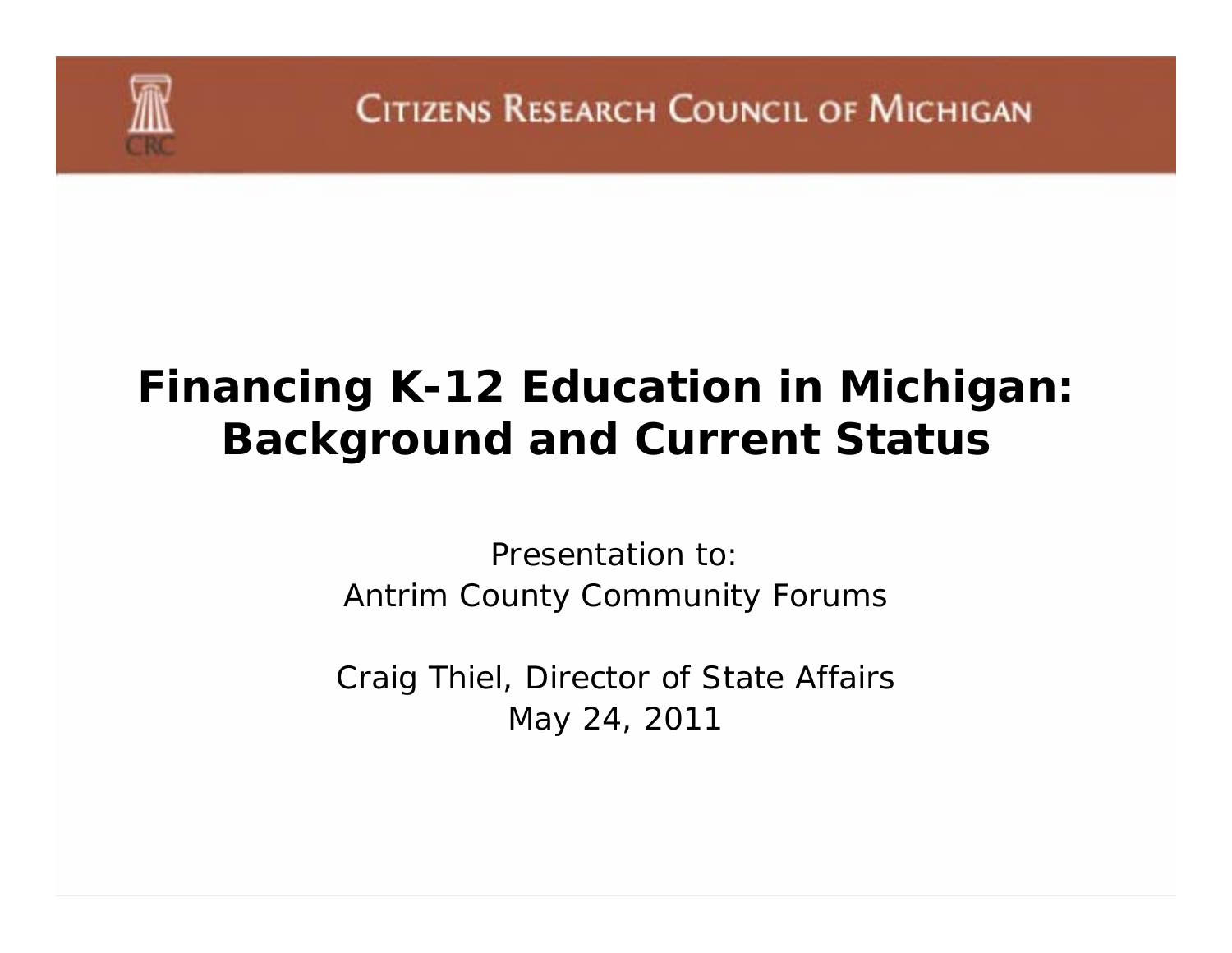CITIZENS RESEARCH COUNCIL OF MICHIGAN

# Financing K-12 Education in Michigan: Background and Current Status

Presentation to:
Antrim County Community Forums

Craig Thiel, Director of State Affairs
May 24, 2011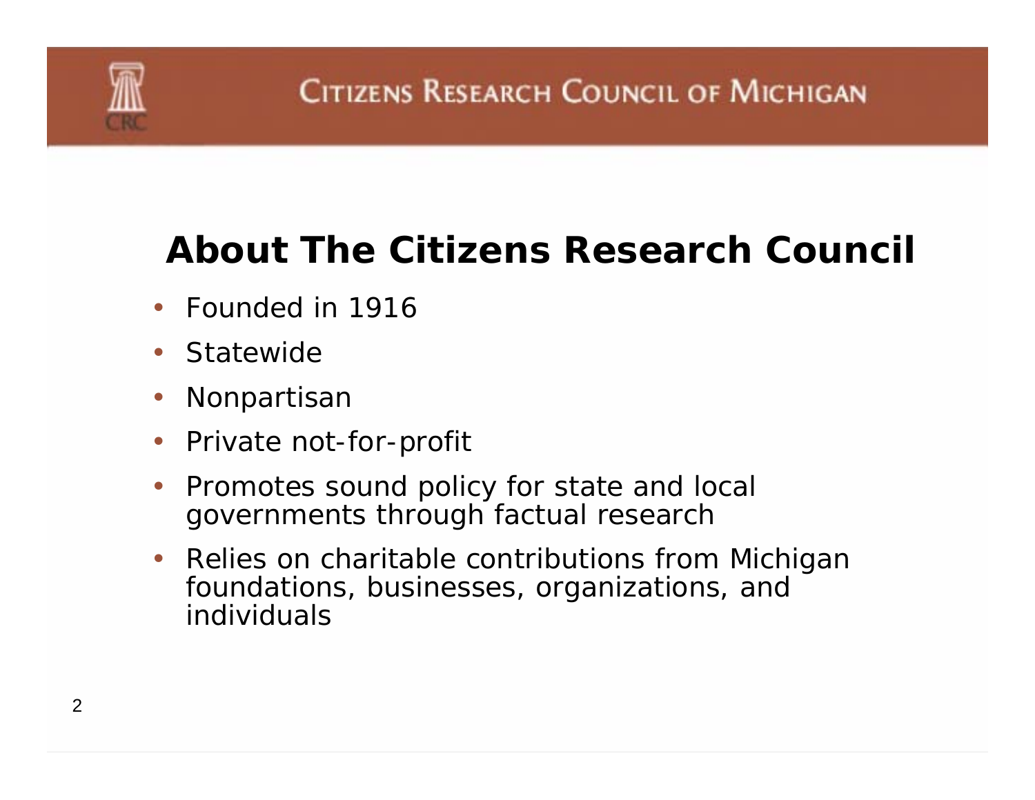# About The Citizens Research Council

- Founded in 1916
- Statewide
- Nonpartisan
- Private not-for-profit
- Promotes sound policy for state and local governments through factual research
- Relies on charitable contributions from Michigan foundations, businesses, organizations, and individuals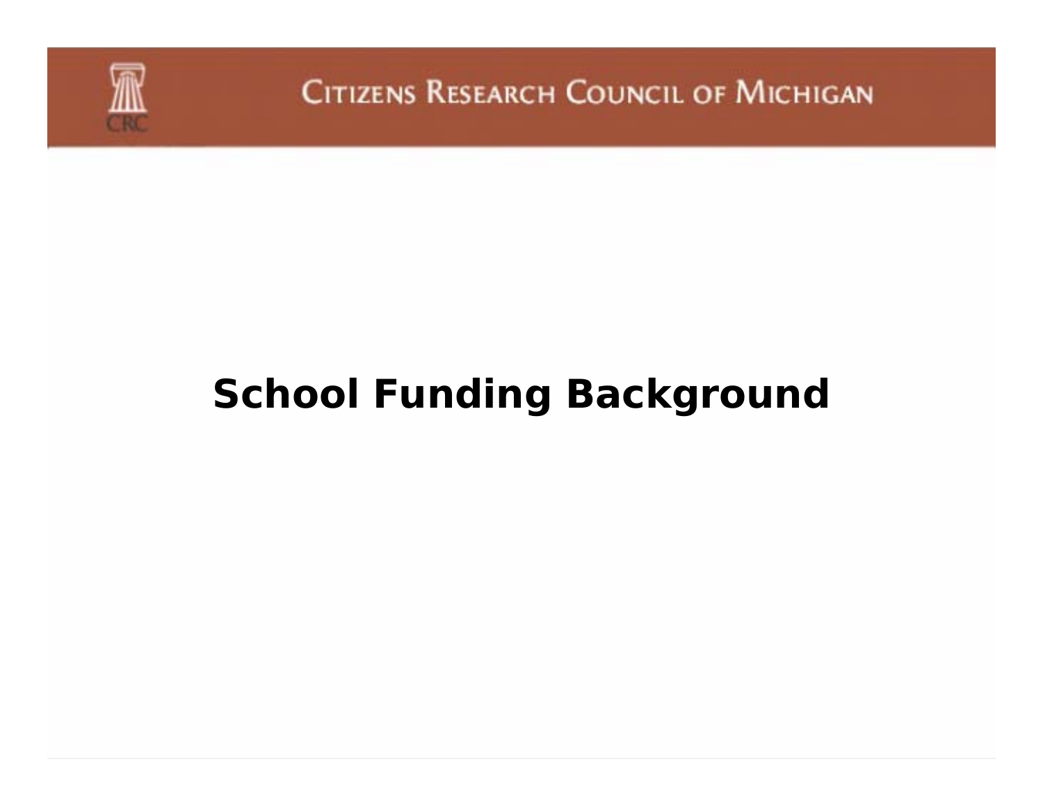# School Funding Background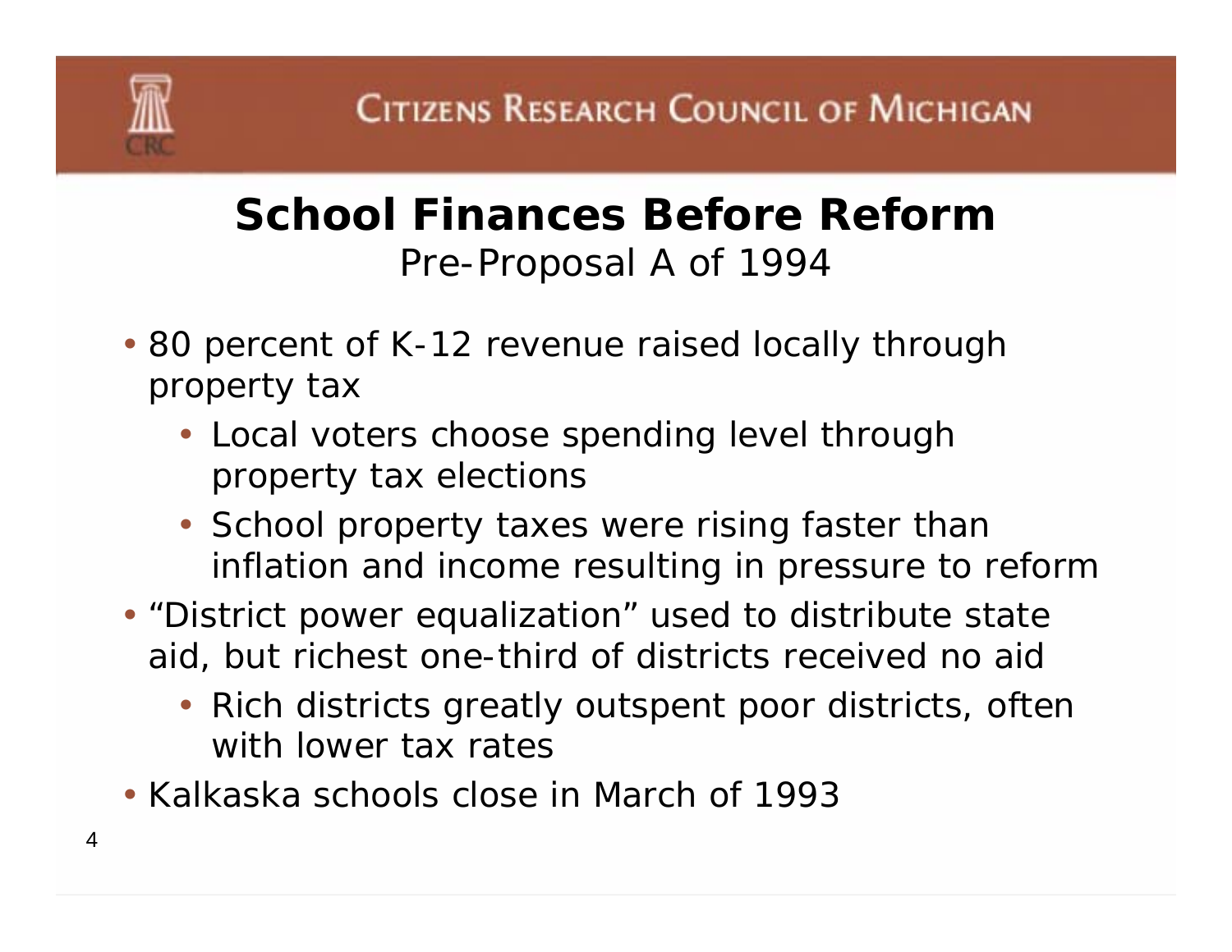# School Finances Before Reform

Pre-Proposal A of 1994

- 80 percent of K-12 revenue raised locally through property tax
  - Local voters choose spending level through property tax elections
  - School property taxes were rising faster than inflation and income resulting in pressure to reform
- "District power equalization" used to distribute state aid, but richest one-third of districts received no aid
  - Rich districts greatly outspent poor districts, often with lower tax rates
- Kalkaska schools close in March of 1993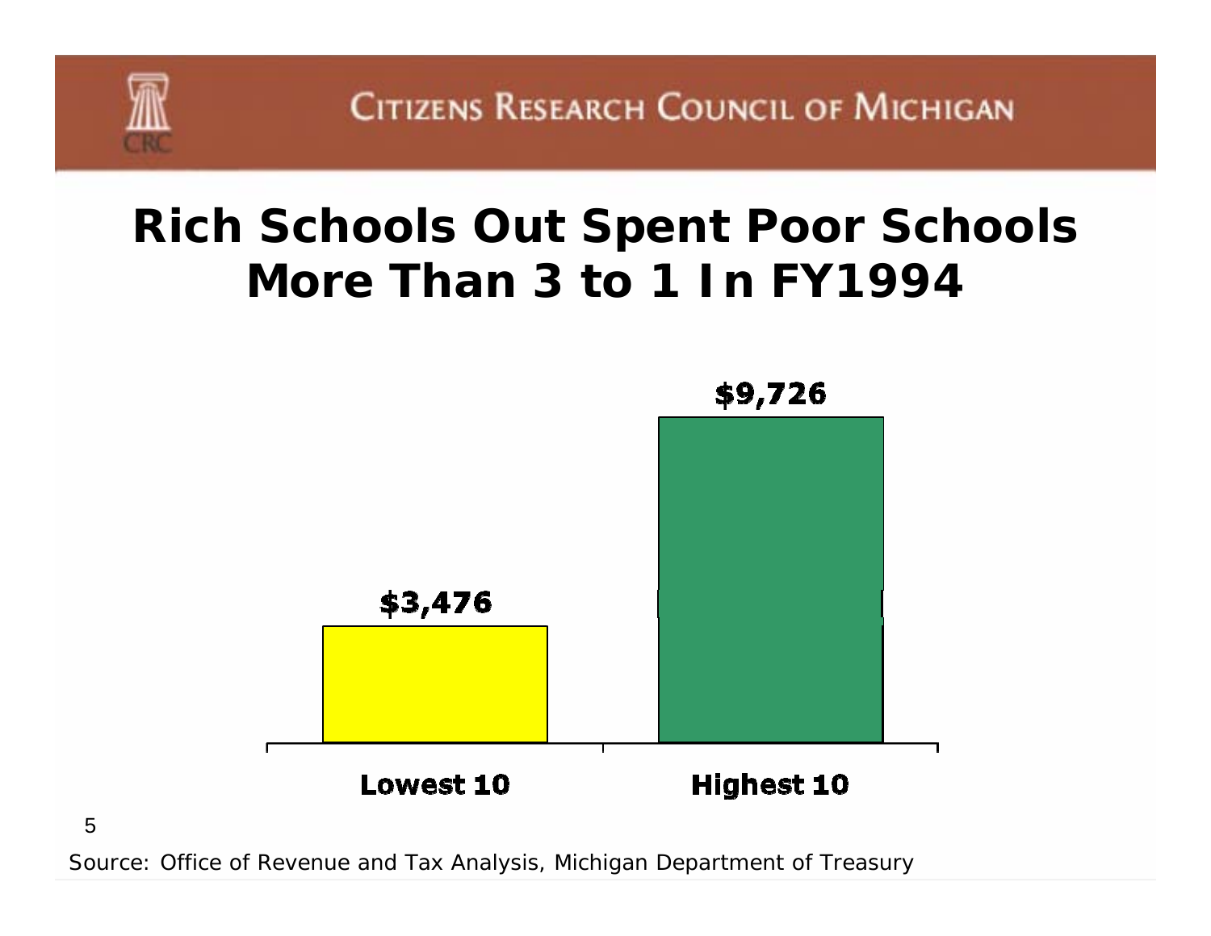# Rich Schools Out Spent Poor Schools More Than 3 to 1 In FY1994

$3,476

$9,726

Lowest 10

Highest 10

Source: Office of Revenue and Tax Analysis, Michigan Department of Treasury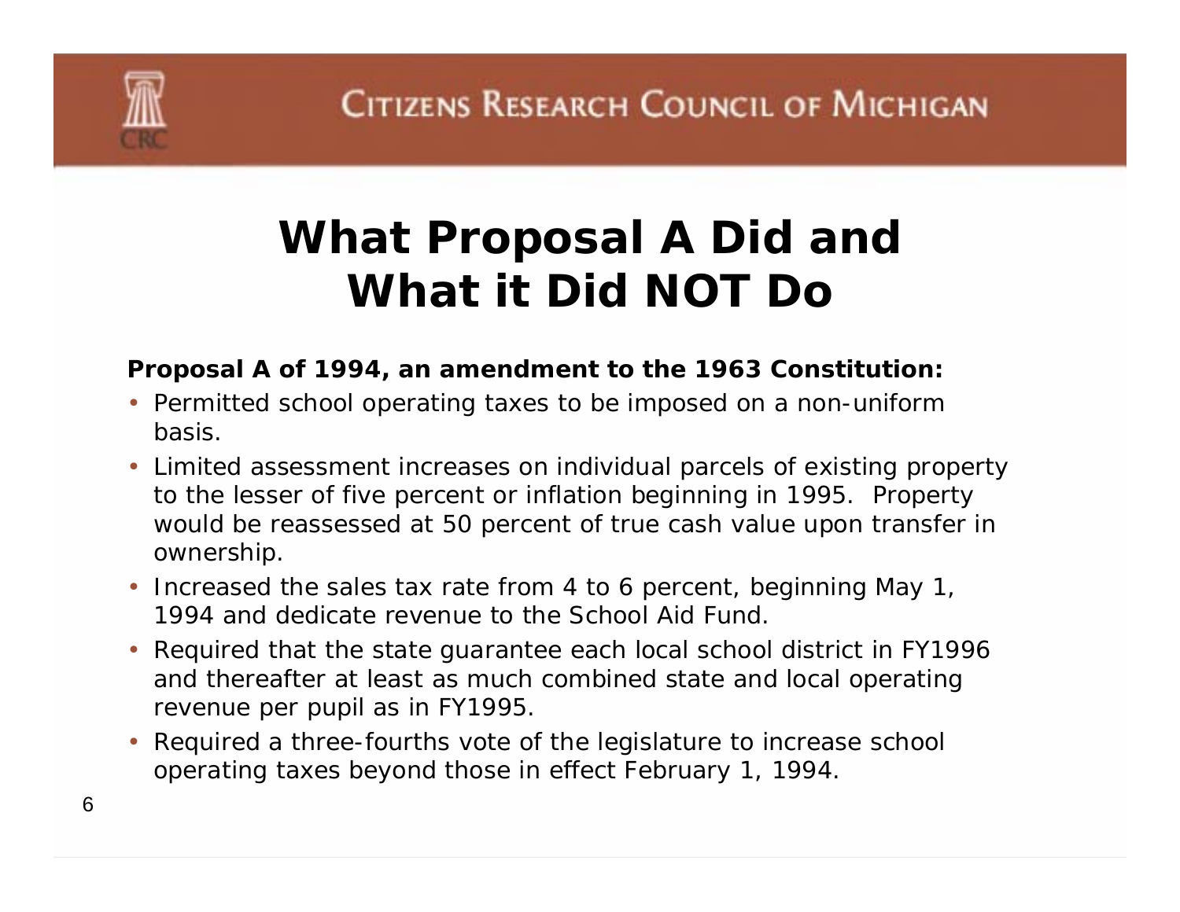# What Proposal A Did and What it Did NOT Do

**Proposal A of 1994, an amendment to the 1963 Constitution:**

- Permitted school operating taxes to be imposed on a non-uniform basis.
- Limited assessment increases on individual parcels of existing property to the lesser of five percent or inflation beginning in 1995. Property would be reassessed at 50 percent of true cash value upon transfer in ownership.
- Increased the sales tax rate from 4 to 6 percent, beginning May 1, 1994 and dedicate revenue to the School Aid Fund.
- Required that the state guarantee each local school district in FY1996 and thereafter at least as much combined state and local operating revenue per pupil as in FY1995.
- Required a three-fourths vote of the legislature to increase school operating taxes beyond those in effect February 1, 1994.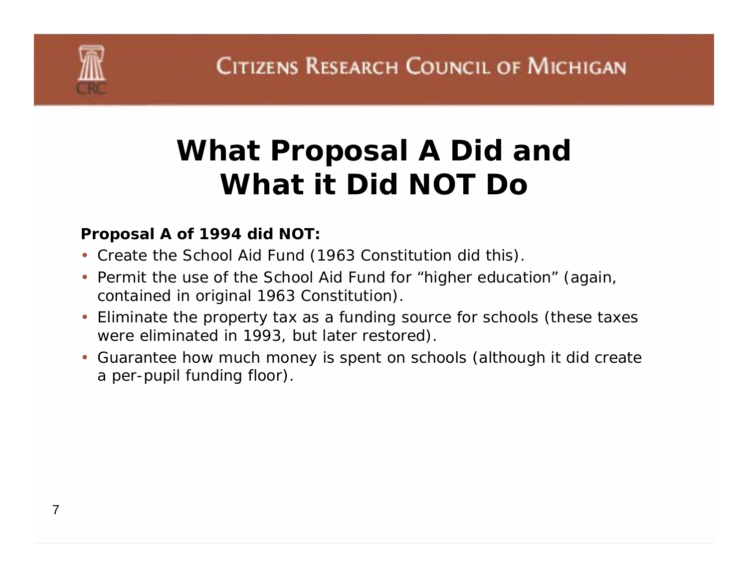# What Proposal A Did and What it Did NOT Do

**Proposal A of 1994 did NOT:**

- Create the School Aid Fund (1963 Constitution did this).
- Permit the use of the School Aid Fund for "higher education" (again, contained in original 1963 Constitution).
- Eliminate the property tax as a funding source for schools (these taxes were eliminated in 1993, but later restored).
- Guarantee how much money is spent on schools (although it did create a per-pupil funding floor).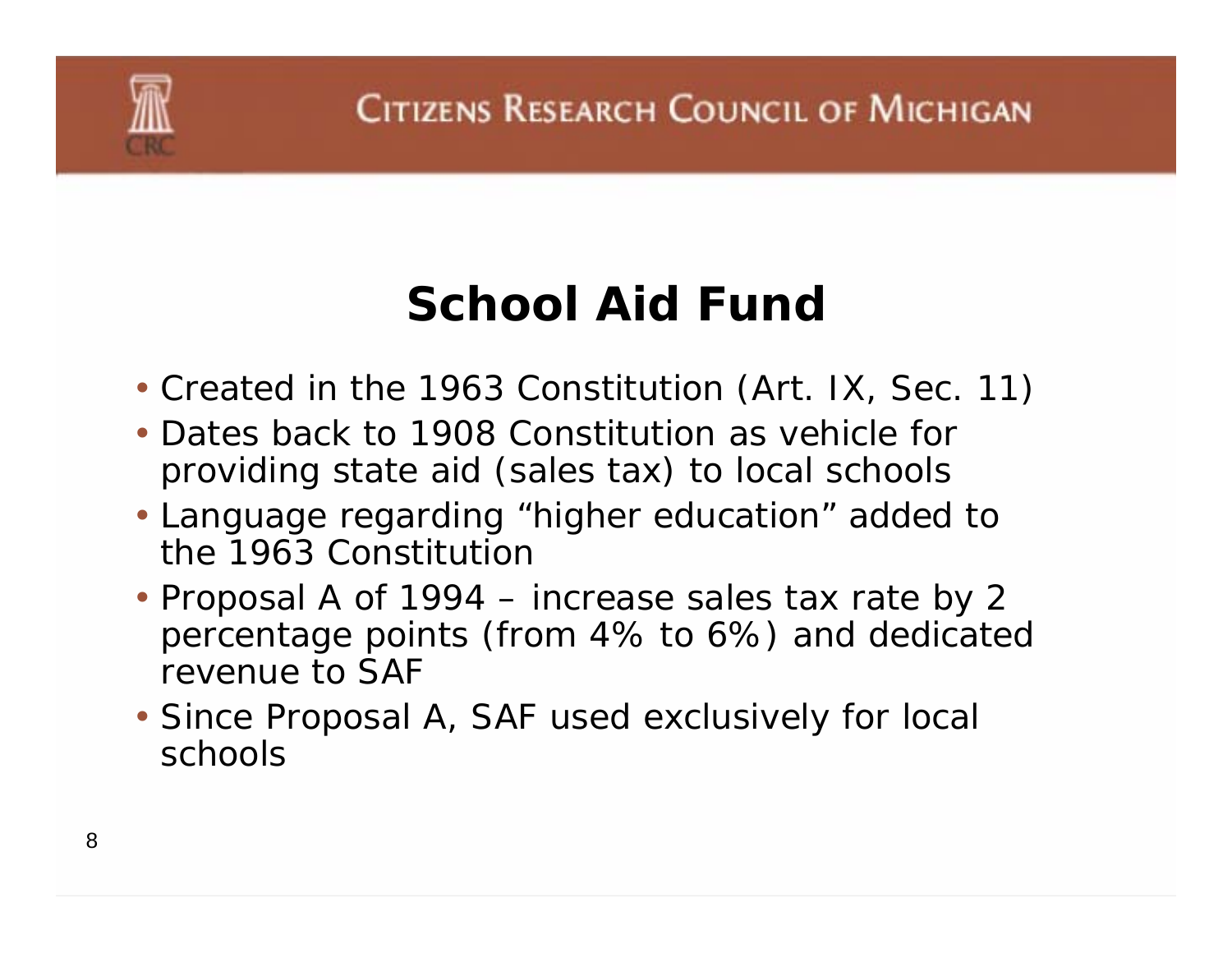# School Aid Fund

- Created in the 1963 Constitution (Art. IX, Sec. 11)
- Dates back to 1908 Constitution as vehicle for providing state aid (sales tax) to local schools
- Language regarding "higher education" added to the 1963 Constitution
- Proposal A of 1994 – increase sales tax rate by 2 percentage points (from 4% to 6%) and dedicated revenue to SAF
- Since Proposal A, SAF used exclusively for local schools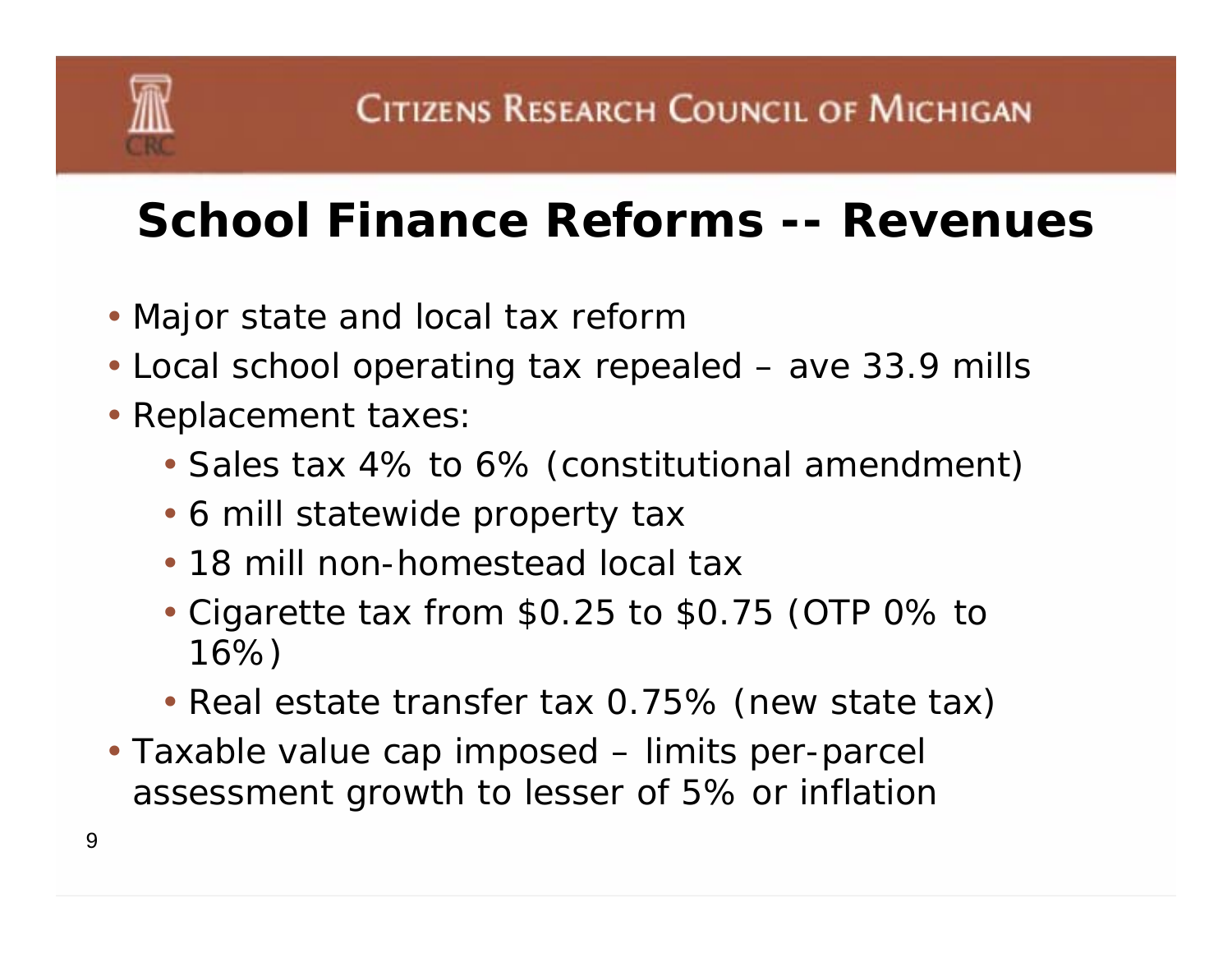# School Finance Reforms -- Revenues

- Major state and local tax reform
- Local school operating tax repealed – ave 33.9 mills
- Replacement taxes:
  - Sales tax 4% to 6% (constitutional amendment)
  - 6 mill statewide property tax
  - 18 mill non-homestead local tax
  - Cigarette tax from $0.25 to $0.75 (OTP 0% to 16%)
  - Real estate transfer tax 0.75% (new state tax)
- Taxable value cap imposed – limits per-parcel assessment growth to lesser of 5% or inflation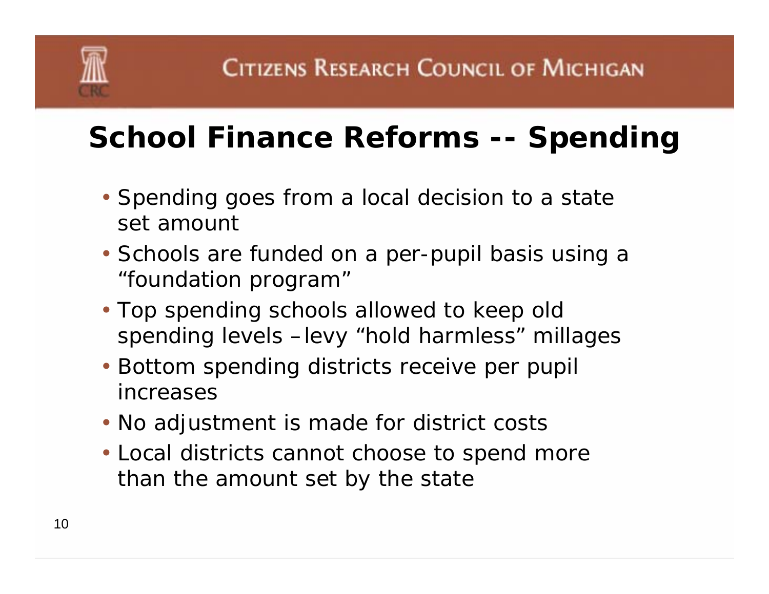# School Finance Reforms -- Spending

- Spending goes from a local decision to a state set amount
- Schools are funded on a per-pupil basis using a "foundation program"
- Top spending schools allowed to keep old spending levels – levy "hold harmless" millages
- Bottom spending districts receive per pupil increases
- No adjustment is made for district costs
- Local districts cannot choose to spend more than the amount set by the state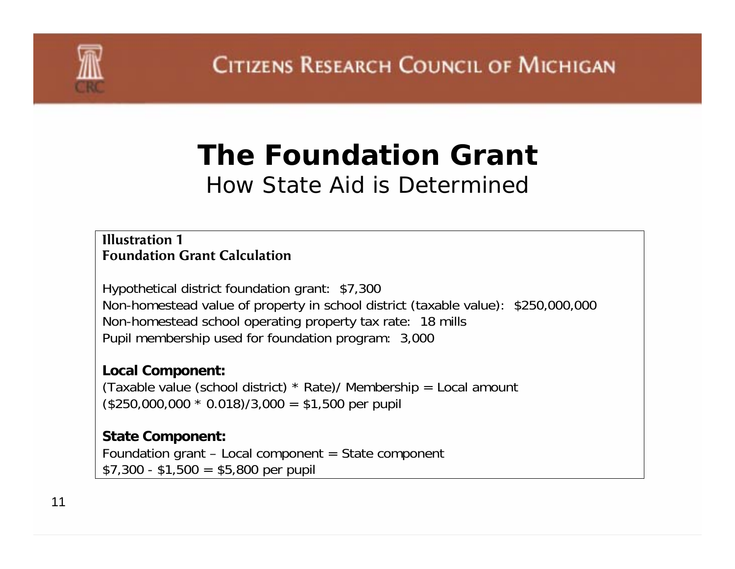# The Foundation Grant

## How State Aid is Determined

**Illustration 1**
**Foundation Grant Calculation**

Hypothetical district foundation grant: $7,300
Non-homestead value of property in school district (taxable value): $250,000,000
Non-homestead school operating property tax rate: 18 mills
Pupil membership used for foundation program: 3,000

**Local Component:**
(Taxable value (school district) * Rate)/ Membership = Local amount
($250,000,000 * 0.018)/3,000 = $1,500 per pupil

**State Component:**
Foundation grant – Local component = State component
$7,300 - $1,500 = $5,800 per pupil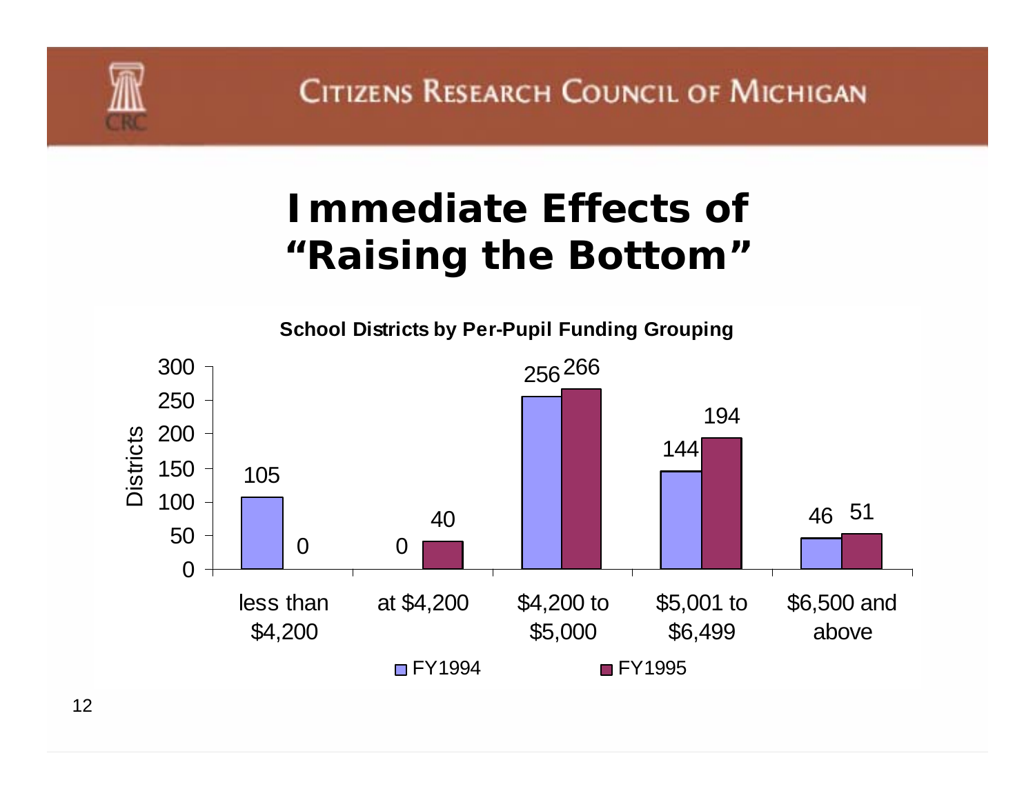# Immediate Effects of "Raising the Bottom"

School Districts by Per-Pupil Funding Grouping

Districts

300
250
200
150
100
50
0

less than $4,200: 105, 0

at $4,200: 0, 40

$4,200 to $5,000: 256, 266

$5,001 to $6,499: 144, 194

$6,500 and above: 46, 51

FY1994 FY1995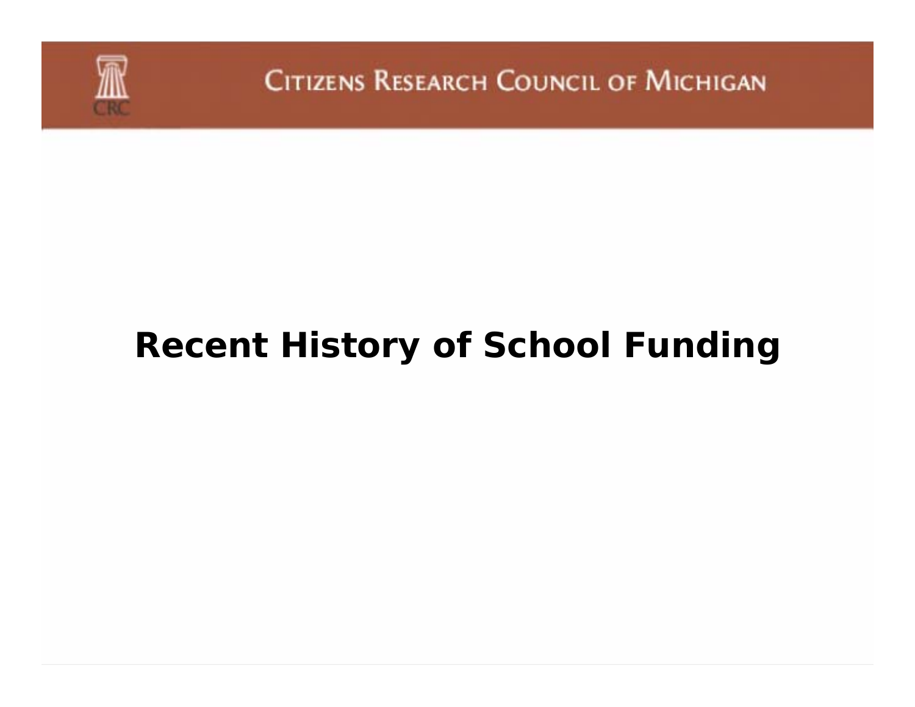# Recent History of School Funding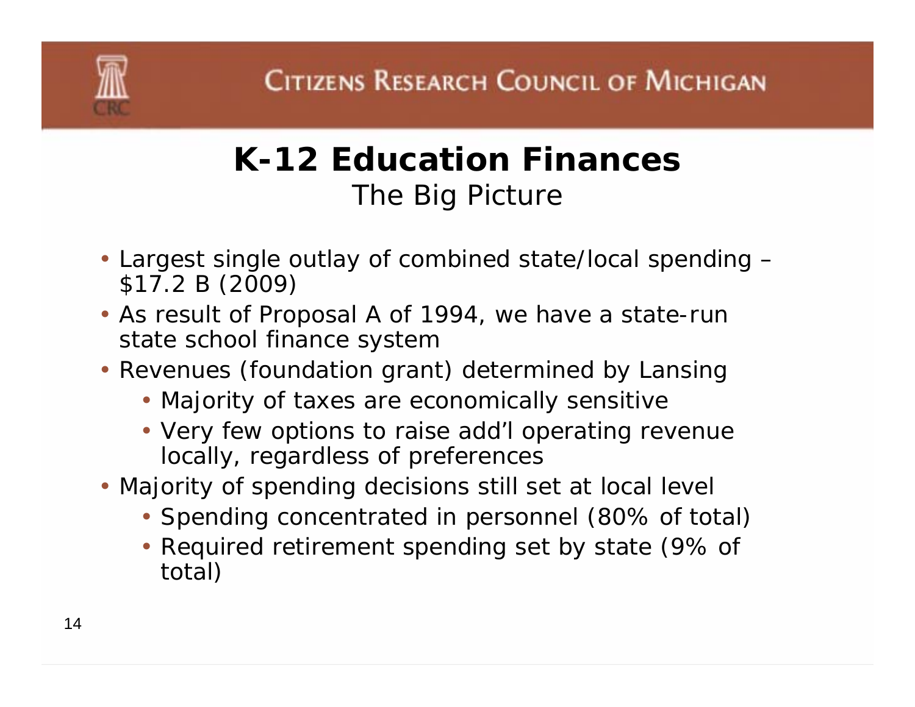# K-12 Education Finances

## The Big Picture

- Largest single outlay of combined state/local spending – $17.2 B (2009)
- As result of Proposal A of 1994, we have a state-run state school finance system
- Revenues (foundation grant) determined by Lansing
  - Majority of taxes are economically sensitive
  - Very few options to raise add'l operating revenue locally, regardless of preferences
- Majority of spending decisions still set at local level
  - Spending concentrated in personnel (80% of total)
  - Required retirement spending set by state (9% of total)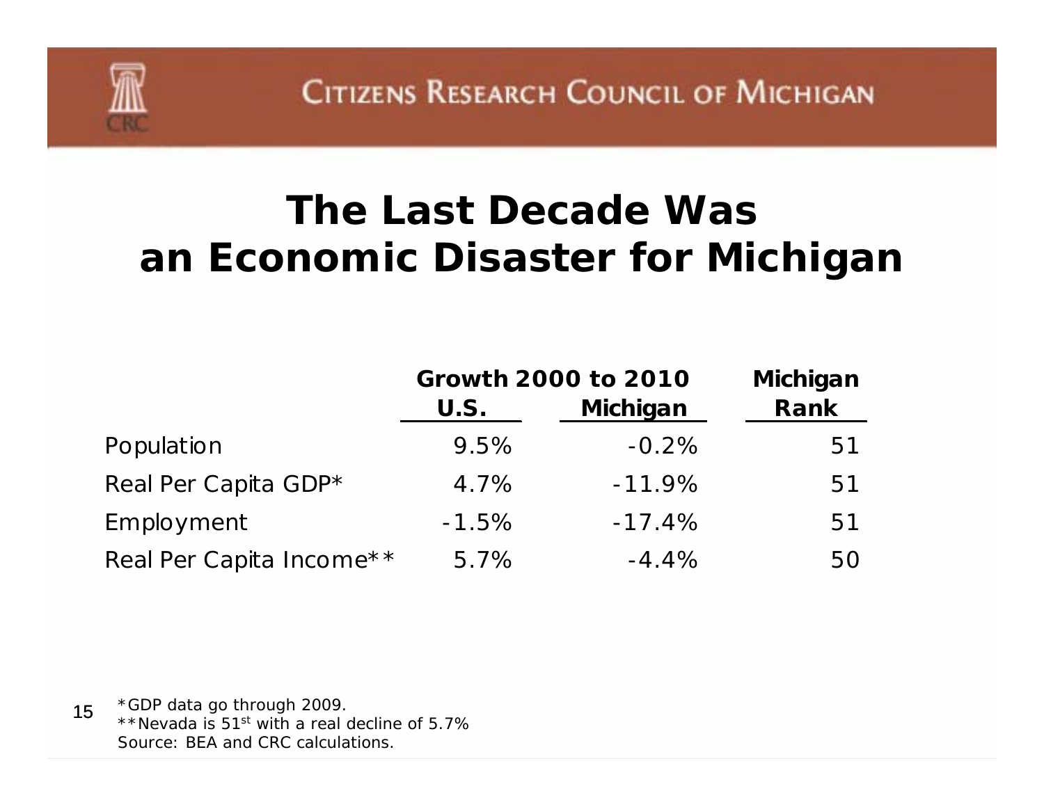# The Last Decade Was an Economic Disaster for Michigan

| | Growth 2000 to 2010 | | Michigan |
|---|---|---|---|
| | U.S. | Michigan | Rank |
| Population | 9.5% | -0.2% | 51 |
| Real Per Capita GDP* | 4.7% | -11.9% | 51 |
| Employment | -1.5% | -17.4% | 51 |
| Real Per Capita Income** | 5.7% | -4.4% | 50 |

*GDP data go through 2009.
**Nevada is $51^{st}$ with a real decline of 5.7%
Source: BEA and CRC calculations.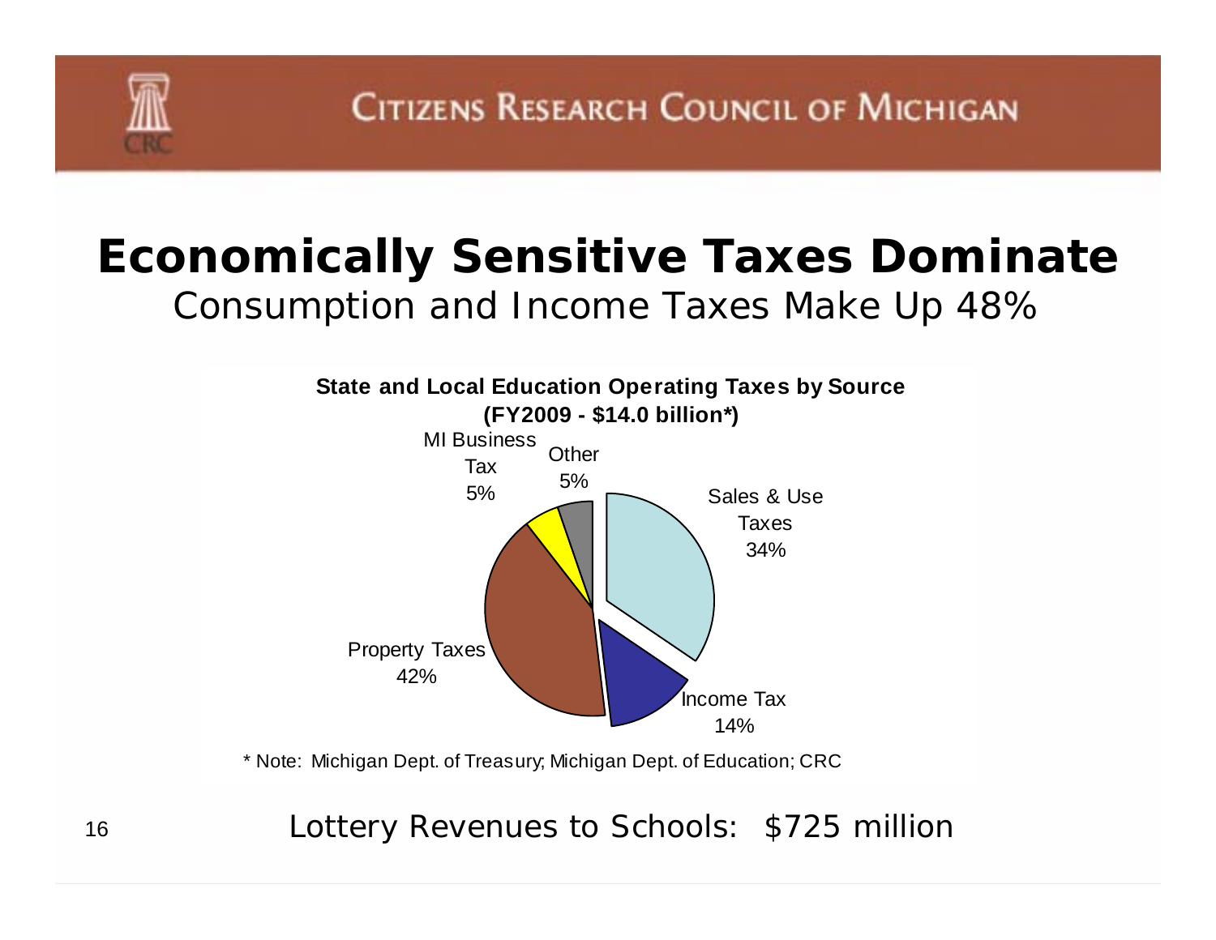# Economically Sensitive Taxes Dominate

## Consumption and Income Taxes Make Up 48%

**State and Local Education Operating Taxes by Source**
**(FY2009 - $14.0 billion*)**

MI Business Tax 5%

Other 5%

Sales & Use Taxes 34%

Income Tax 14%

Property Taxes 42%

* Note: Michigan Dept. of Treasury; Michigan Dept. of Education; CRC

Lottery Revenues to Schools: $725 million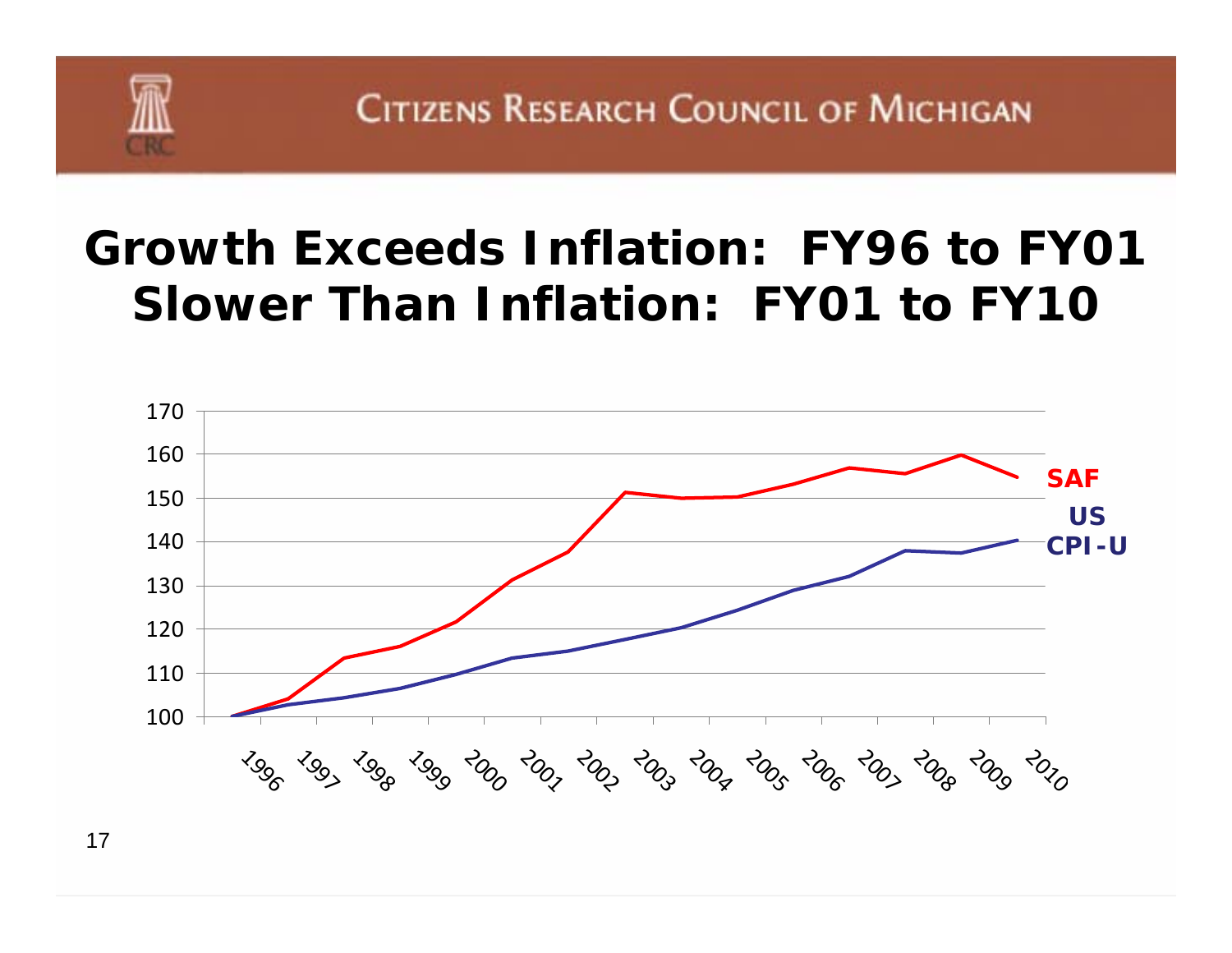# Growth Exceeds Inflation: FY96 to FY01
# Slower Than Inflation: FY01 to FY10

170
160
150
140
130
120
110
100

1996 1997 1998 1999 2000 2001 2002 2003 2004 2005 2006 2007 2008 2009 2010

SAF

US CPI-U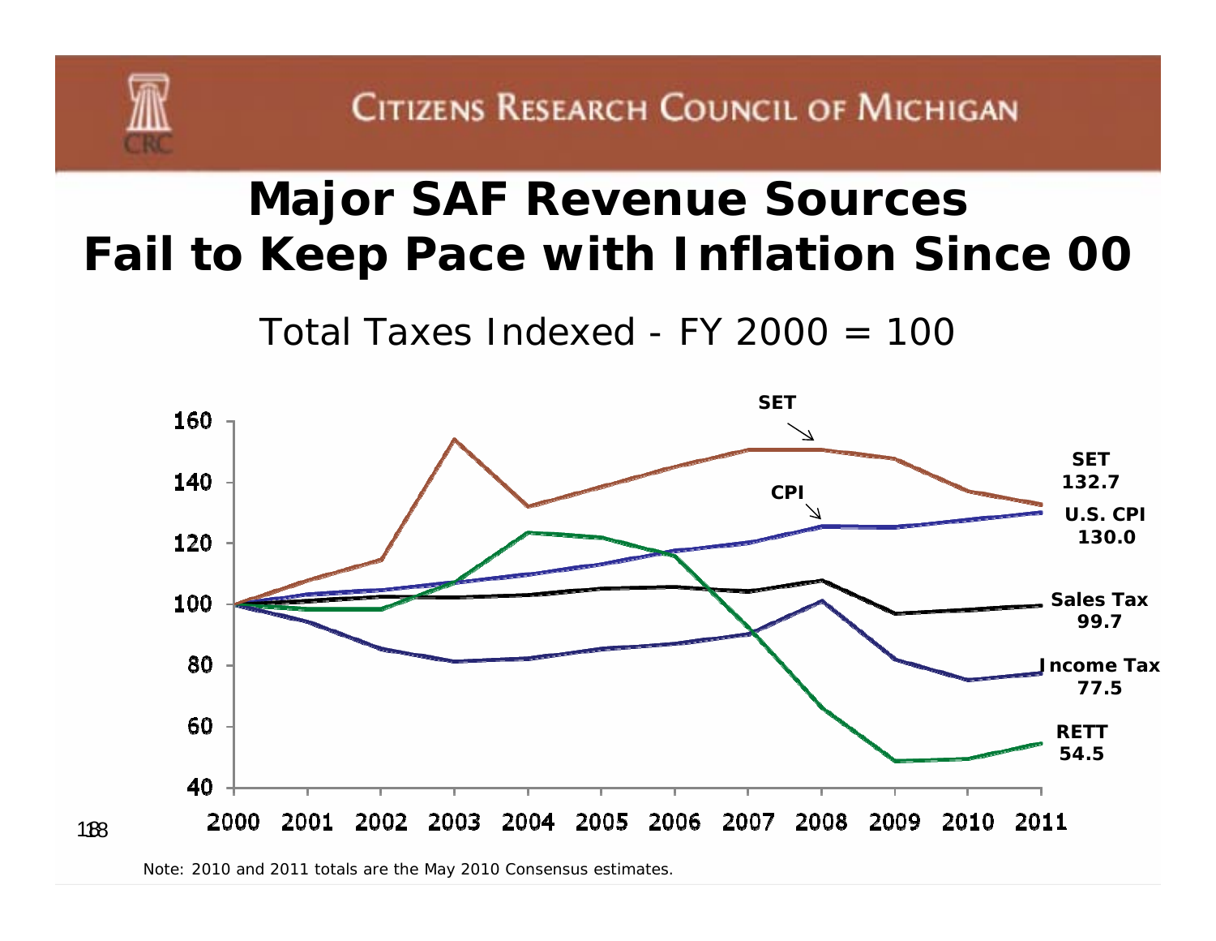CITIZENS RESEARCH COUNCIL OF MICHIGAN

# Major SAF Revenue Sources Fail to Keep Pace with Inflation Since 00

Total Taxes Indexed - FY 2000 = 100

160
140
120
100
80
60
40

2000 2001 2002 2003 2004 2005 2006 2007 2008 2009 2010 2011

SET

CPI

SET 132.7

U.S. CPI 130.0

Sales Tax 99.7

Income Tax 77.5

RETT 54.5

Note: 2010 and 2011 totals are the May 2010 Consensus estimates.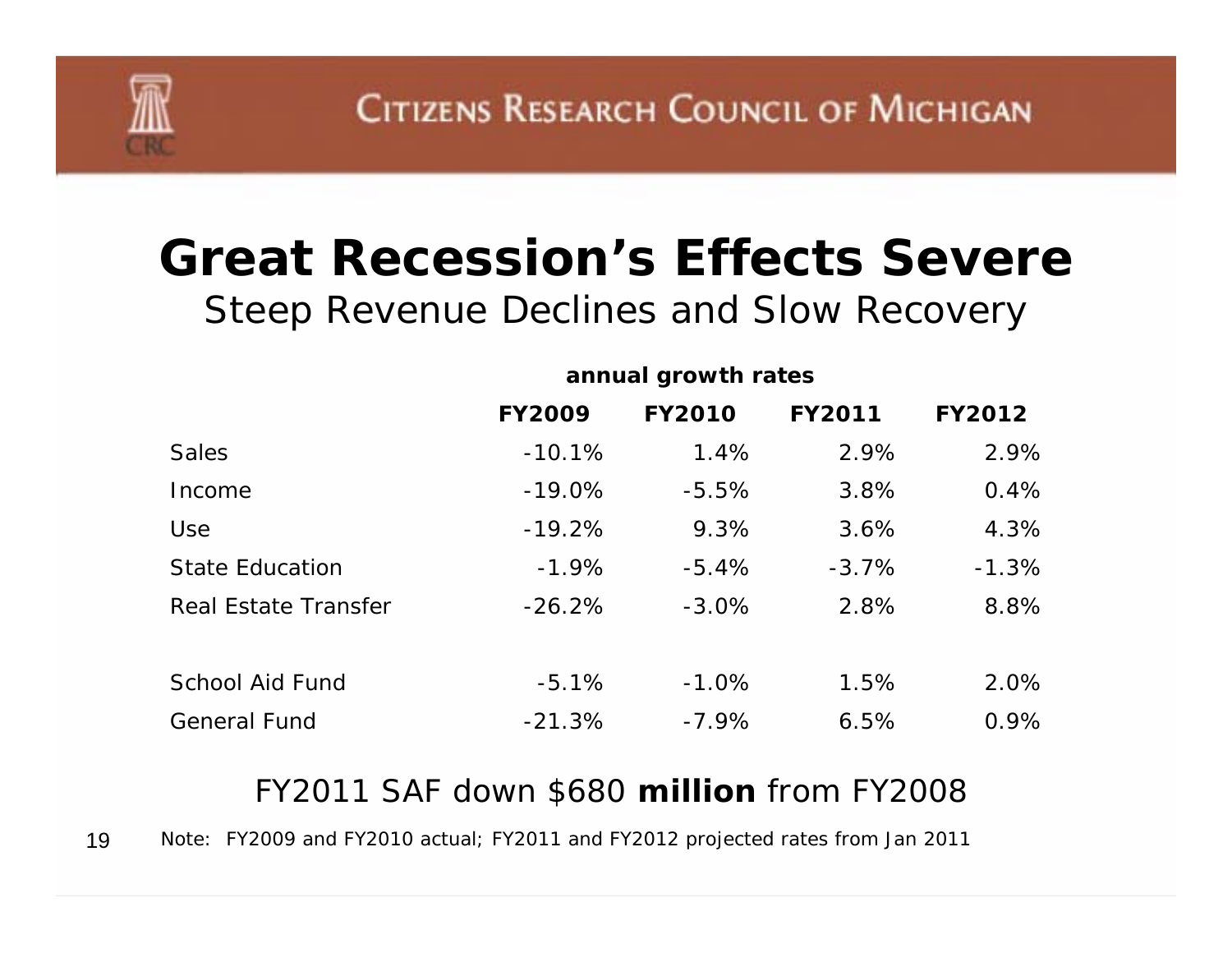# Great Recession's Effects Severe

## Steep Revenue Declines and Slow Recovery

| | annual growth rates | | | |
|---|---|---|---|---|
| | **FY2009** | **FY2010** | **FY2011** | **FY2012** |
| Sales | -10.1% | 1.4% | 2.9% | 2.9% |
| Income | -19.0% | -5.5% | 3.8% | 0.4% |
| Use | -19.2% | 9.3% | 3.6% | 4.3% |
| State Education | -1.9% | -5.4% | -3.7% | -1.3% |
| Real Estate Transfer | -26.2% | -3.0% | 2.8% | 8.8% |
| | | | | |
| School Aid Fund | -5.1% | -1.0% | 1.5% | 2.0% |
| General Fund | -21.3% | -7.9% | 6.5% | 0.9% |

FY2011 SAF down $680 **million** from FY2008

*Note: FY2009 and FY2010 actual; FY2011 and FY2012 projected rates from Jan 2011*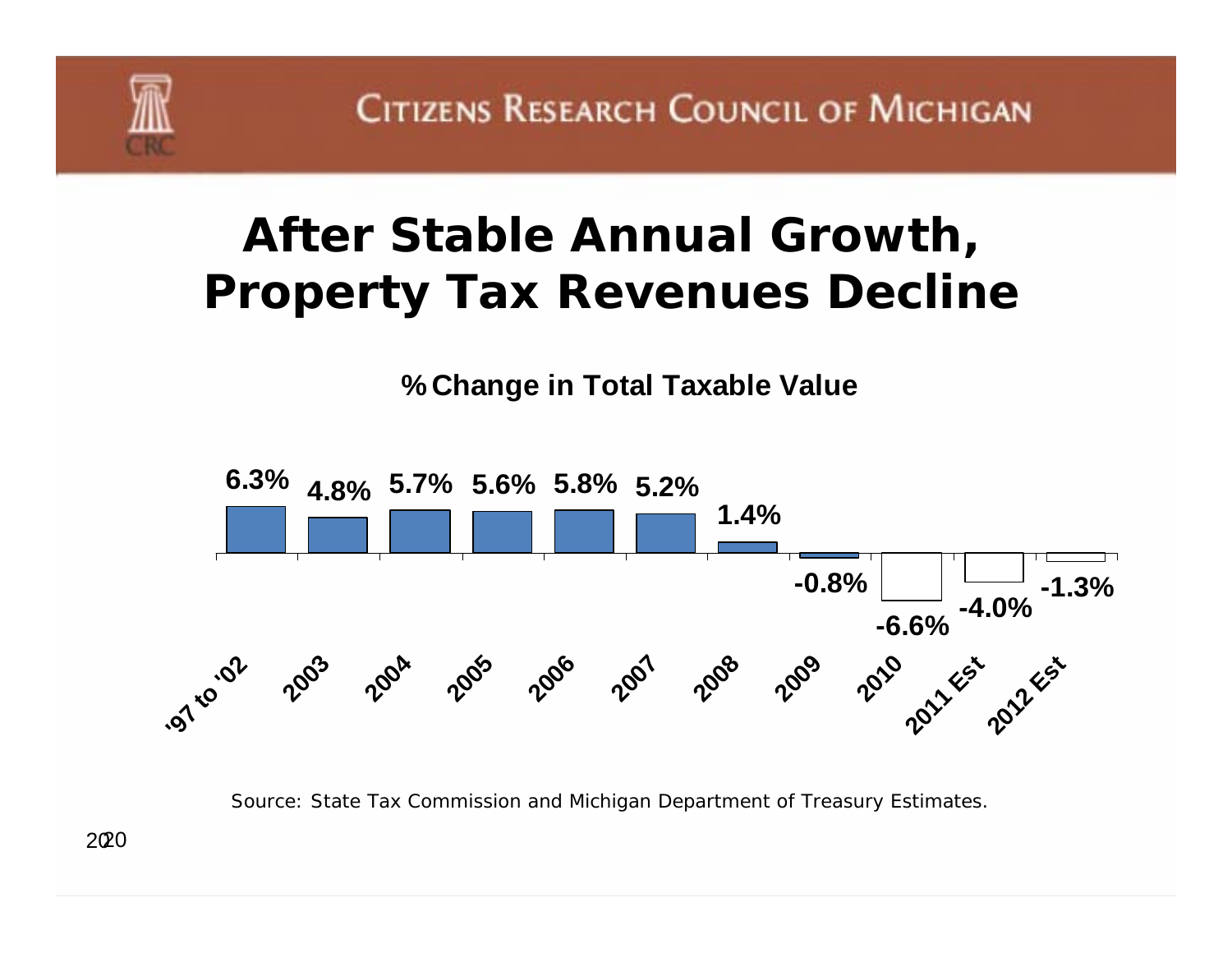Citizens Research Council of Michigan

# After Stable Annual Growth, Property Tax Revenues Decline

**% Change in Total Taxable Value**

6.3%
4.8%
5.7%
5.6%
5.8%
5.2%
1.4%
-0.8%
-6.6%
-4.0%
-1.3%

'97 to '02
2003
2004
2005
2006
2007
2008
2009
2010
2011 Est
2012 Est

Source: State Tax Commission and Michigan Department of Treasury Estimates.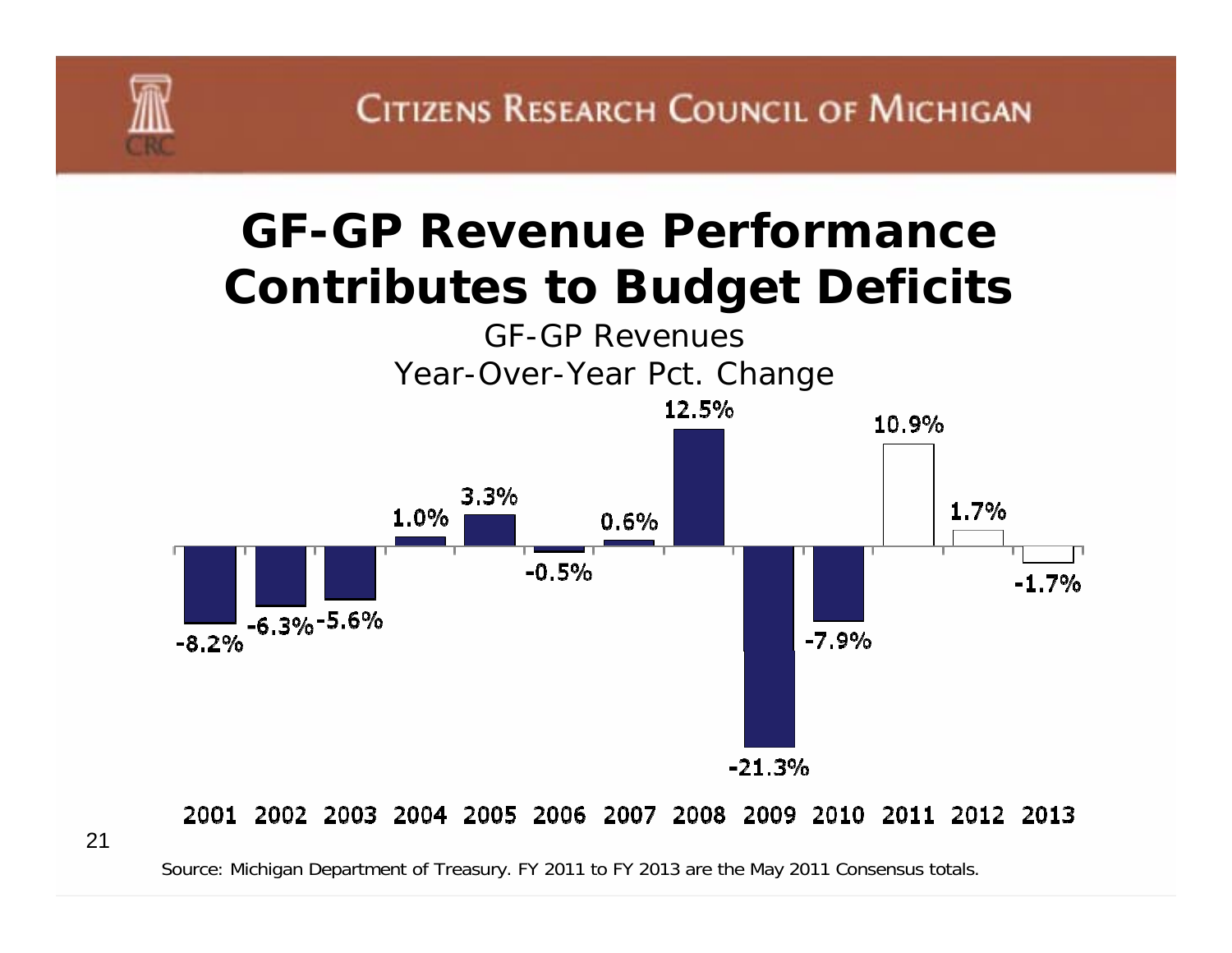# GF-GP Revenue Performance Contributes to Budget Deficits

GF-GP Revenues
Year-Over-Year Pct. Change

-8.2%
-6.3%
-5.6%
1.0%
3.3%
-0.5%
0.6%
12.5%
-21.3%
-7.9%
10.9%
1.7%
-1.7%

2001 2002 2003 2004 2005 2006 2007 2008 2009 2010 2011 2012 2013

Source: Michigan Department of Treasury. FY 2011 to FY 2013 are the May 2011 Consensus totals.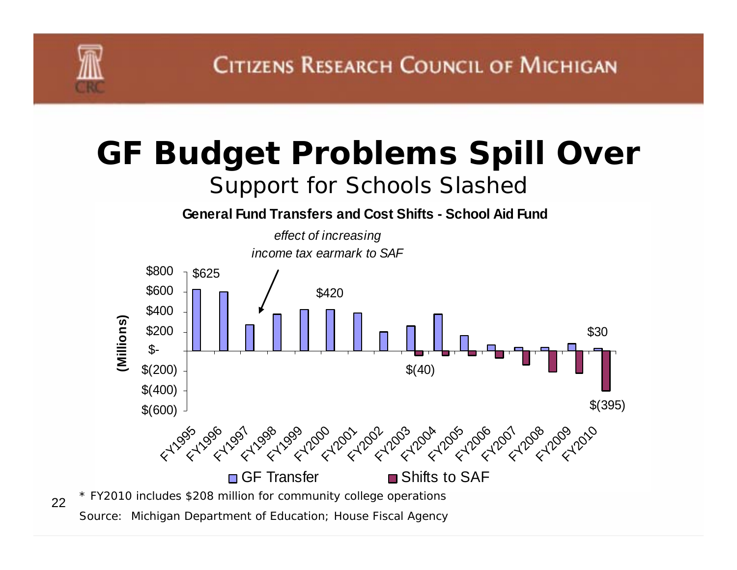# GF Budget Problems Spill Over

## Support for Schools Slashed

**General Fund Transfers and Cost Shifts - School Aid Fund**

*effect of increasing income tax earmark to SAF*

(Millions)

$800
$600
$400
$200
$-
$(200)
$(400)
$(600)

$625
$420
$(40)
$30
$(395)

FY1995 FY1996 FY1997 FY1998 FY1999 FY2000 FY2001 FY2002 FY2003 FY2004 FY2005 FY2006 FY2007 FY2008 FY2009 FY2010

GF Transfer
Shifts to SAF

* FY2010 includes $208 million for community college operations

Source: Michigan Department of Education; House Fiscal Agency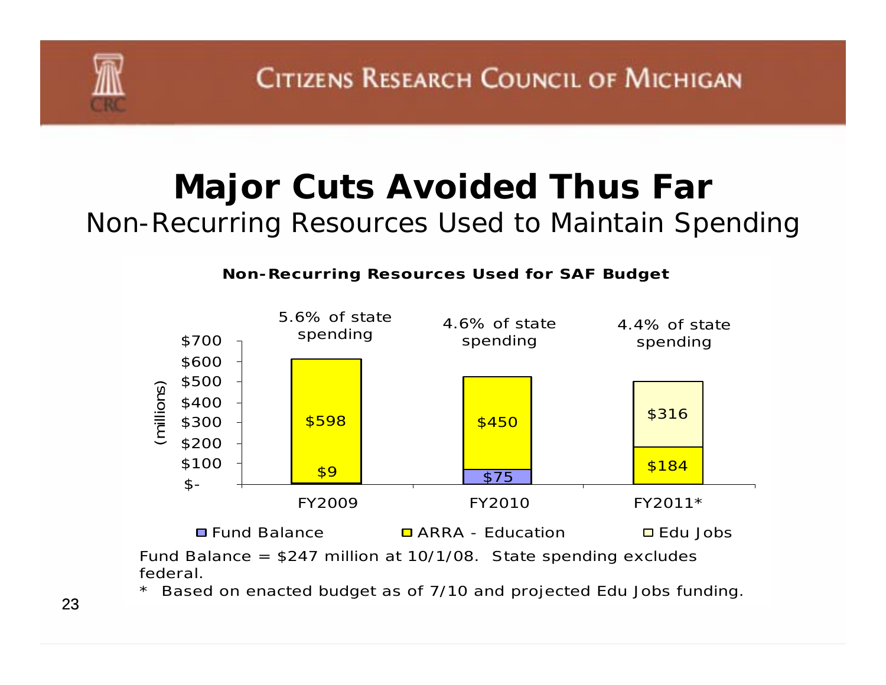# Major Cuts Avoided Thus Far

## Non-Recurring Resources Used to Maintain Spending

**Non-Recurring Resources Used for SAF Budget**

5.6% of state spending

4.6% of state spending

4.4% of state spending

$700
$600
$500
$400
$300
$200
$100
$-

(millions)

$598
$9

$450
$75

$316
$184

FY2009
FY2010
FY2011*

Fund Balance
ARRA - Education
Edu Jobs

Fund Balance = $247 million at 10/1/08. State spending excludes federal.

\* Based on enacted budget as of 7/10 and projected Edu Jobs funding.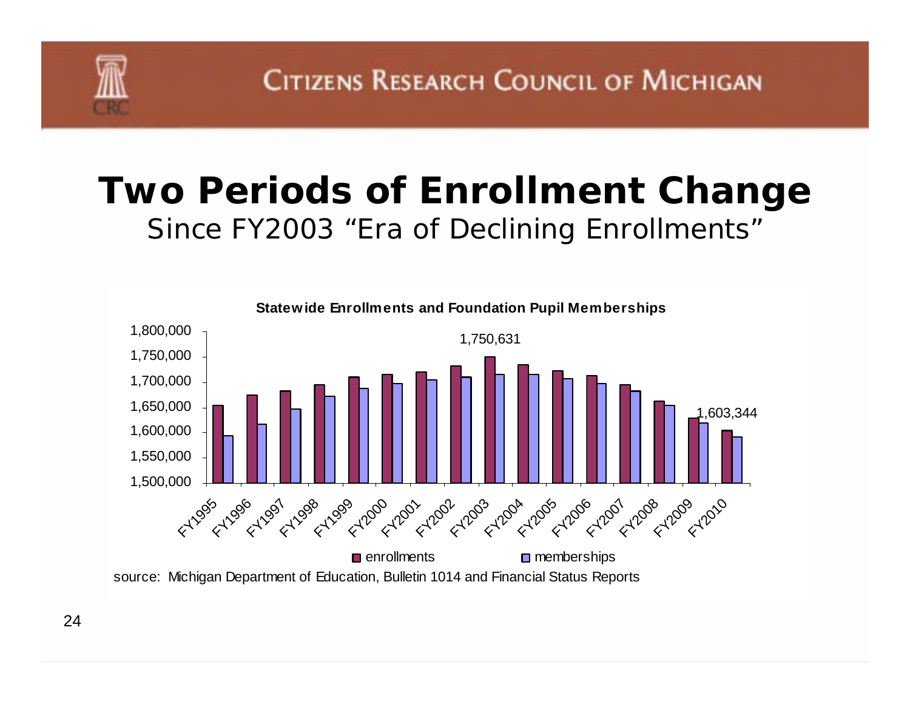# Two Periods of Enrollment Change

Since FY2003 "Era of Declining Enrollments"

Statewide Enrollments and Foundation Pupil Memberships

1,800,000
1,750,000
1,700,000
1,650,000
1,600,000
1,550,000
1,500,000

1,750,631

1,603,344

FY1995 FY1996 FY1997 FY1998 FY1999 FY2000 FY2001 FY2002 FY2003 FY2004 FY2005 FY2006 FY2007 FY2008 FY2009 FY2010

enrollments memberships

source: Michigan Department of Education, Bulletin 1014 and Financial Status Reports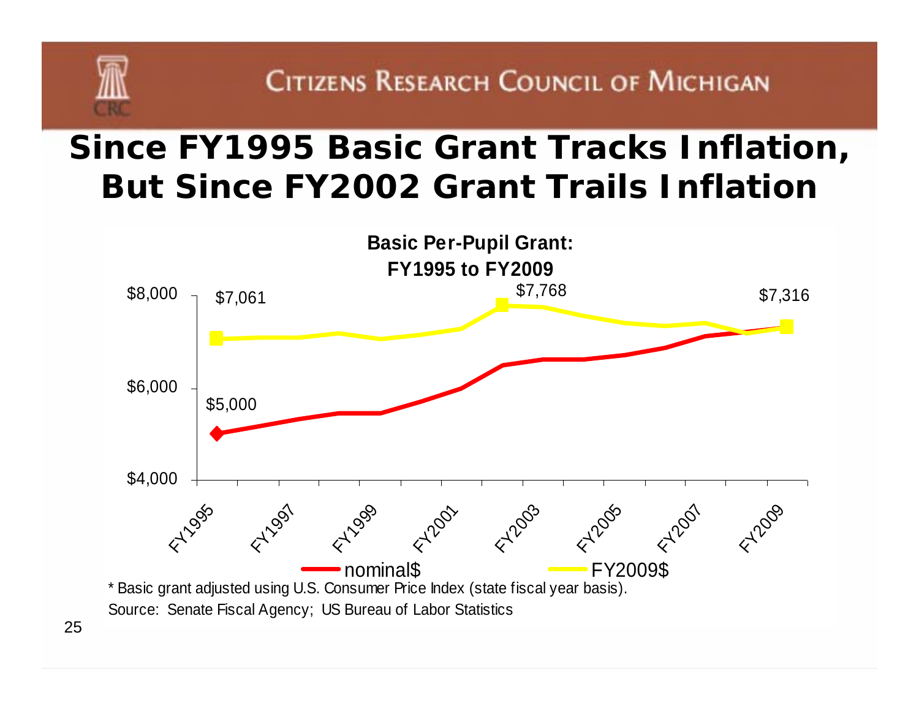# Since FY1995 Basic Grant Tracks Inflation, But Since FY2002 Grant Trails Inflation

**Basic Per-Pupil Grant: FY1995 to FY2009**

$8,000

$6,000

$4,000

$7,061

$7,768

$7,316

$5,000

FY1995
FY1997
FY1999
FY2001
FY2003
FY2005
FY2007
FY2009

nominal$
FY2009$

* Basic grant adjusted using U.S. Consumer Price Index (state fiscal year basis).

Source: Senate Fiscal Agency; US Bureau of Labor Statistics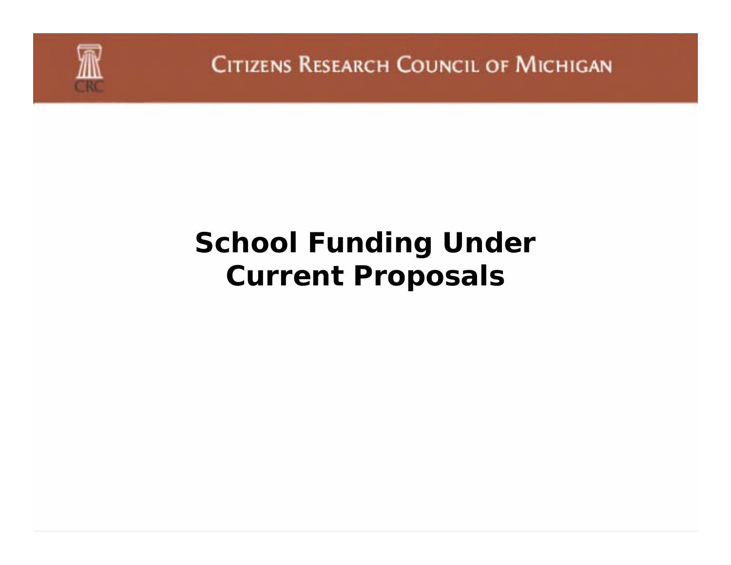# School Funding Under Current Proposals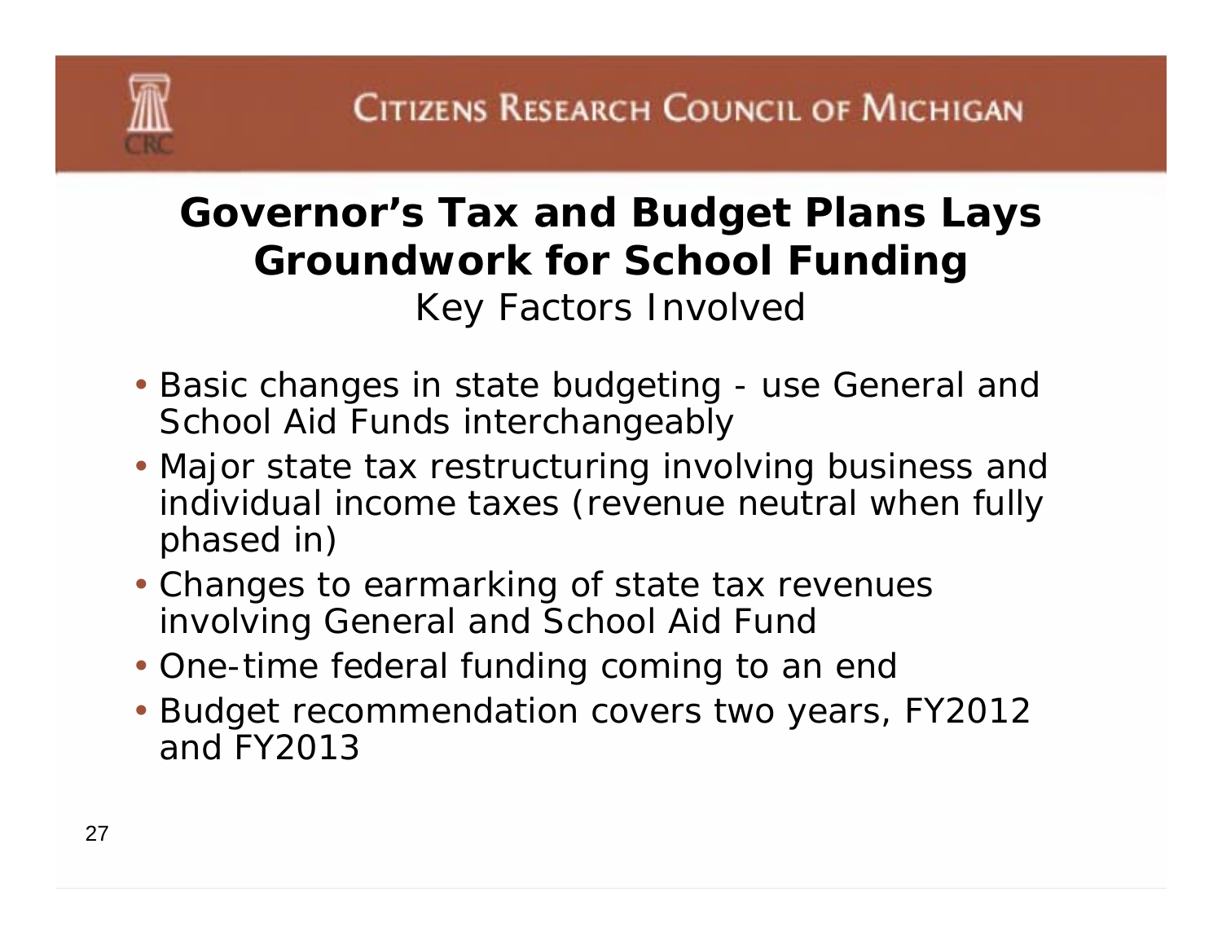# Governor's Tax and Budget Plans Lays Groundwork for School Funding

Key Factors Involved

- Basic changes in state budgeting - use General and School Aid Funds interchangeably
- Major state tax restructuring involving business and individual income taxes (revenue neutral when fully phased in)
- Changes to earmarking of state tax revenues involving General and School Aid Fund
- One-time federal funding coming to an end
- Budget recommendation covers two years, FY2012 and FY2013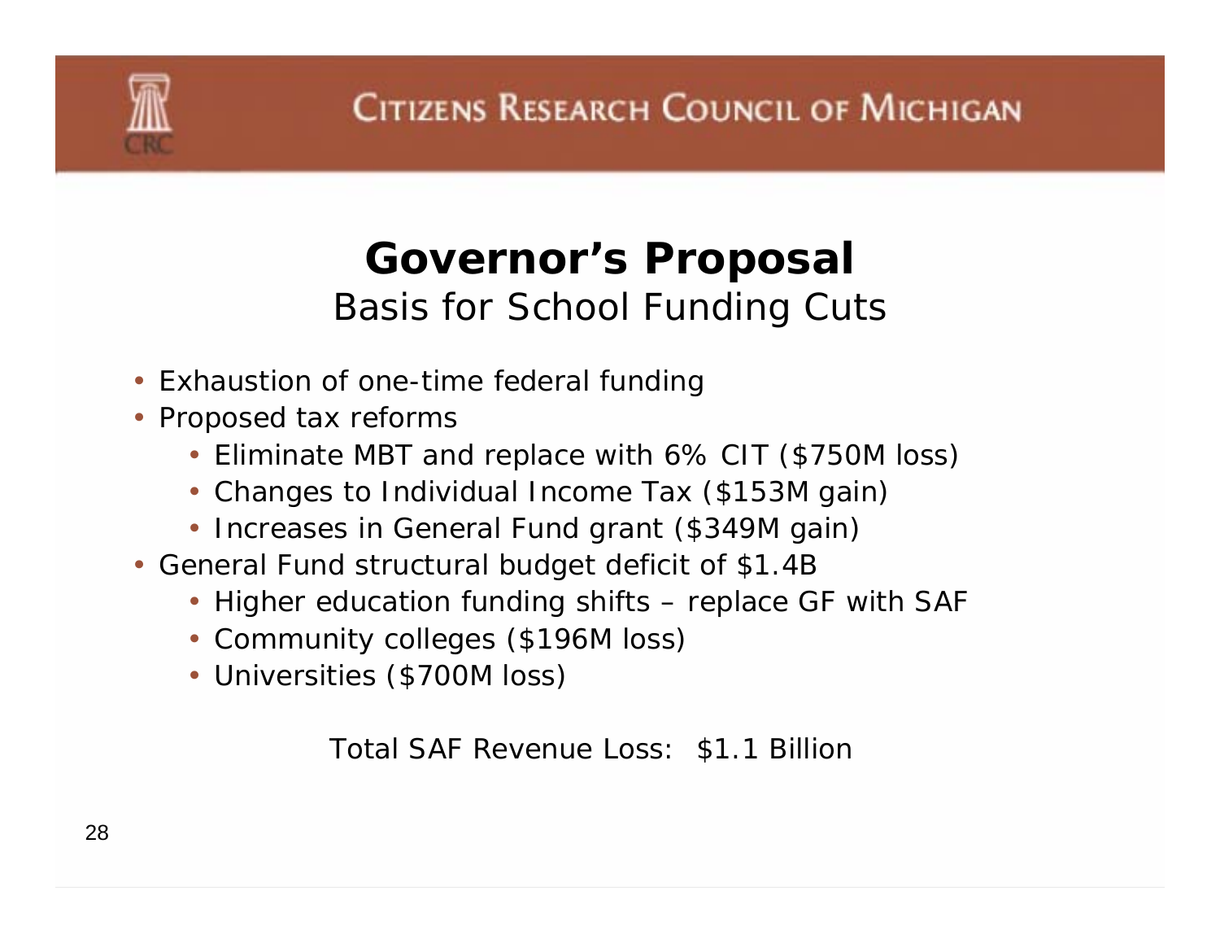# Governor's Proposal

## Basis for School Funding Cuts

- Exhaustion of one-time federal funding
- Proposed tax reforms
  - Eliminate MBT and replace with 6% CIT ($750M loss)
  - Changes to Individual Income Tax ($153M gain)
  - Increases in General Fund grant ($349M gain)
- General Fund structural budget deficit of $1.4B
  - Higher education funding shifts – replace GF with SAF
  - Community colleges ($196M loss)
  - Universities ($700M loss)

Total SAF Revenue Loss: $1.1 Billion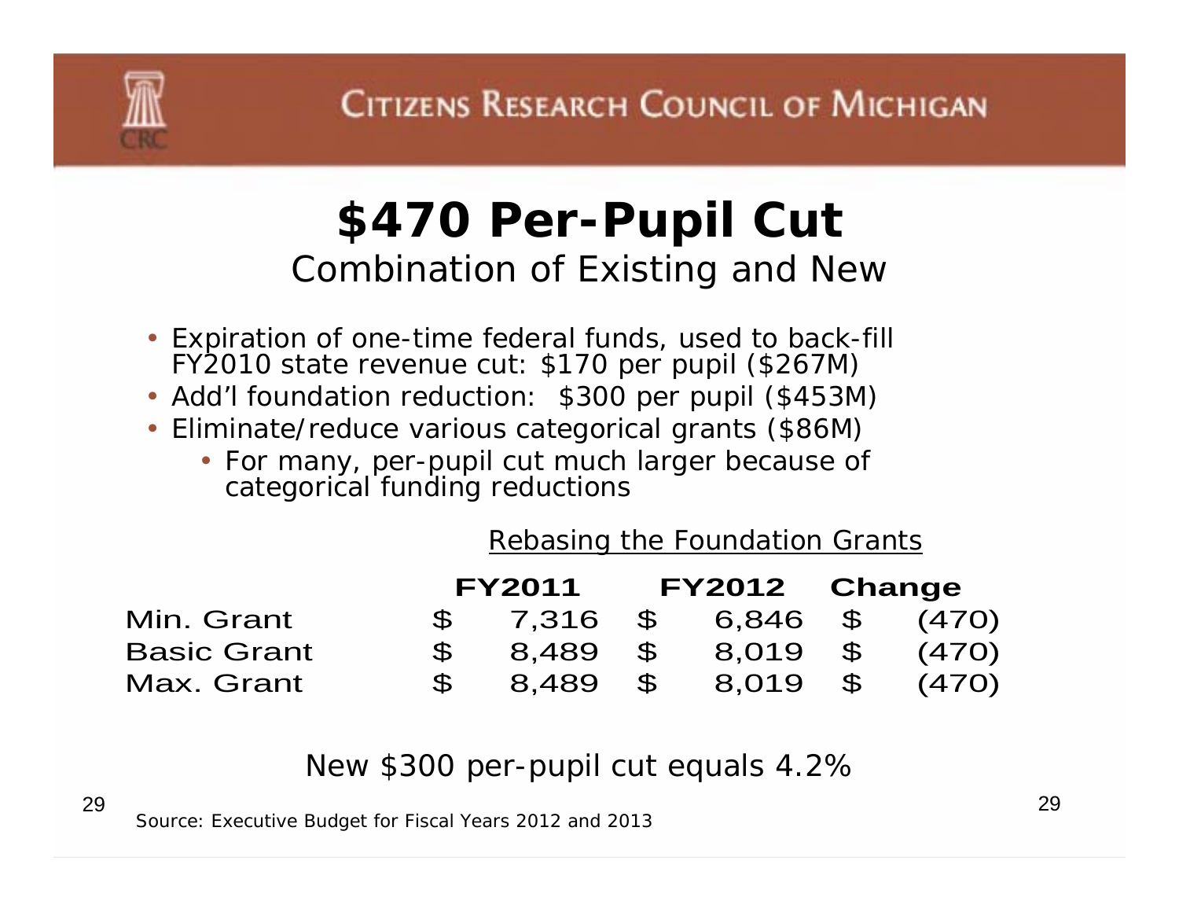# $470 Per-Pupil Cut

## Combination of Existing and New

- Expiration of one-time federal funds, used to back-fill FY2010 state revenue cut: $170 per pupil ($267M)
- Add'l foundation reduction: $300 per pupil ($453M)
- Eliminate/reduce various categorical grants ($86M)
  - For many, per-pupil cut much larger because of categorical funding reductions

Rebasing the Foundation Grants

| | FY2011 | FY2012 | Change |
|---|---|---|---|
| Min. Grant | $ 7,316 | $ 6,846 | $ (470) |
| Basic Grant | $ 8,489 | $ 8,019 | $ (470) |
| Max. Grant | $ 8,489 | $ 8,019 | $ (470) |

New $300 per-pupil cut equals 4.2%

Source: Executive Budget for Fiscal Years 2012 and 2013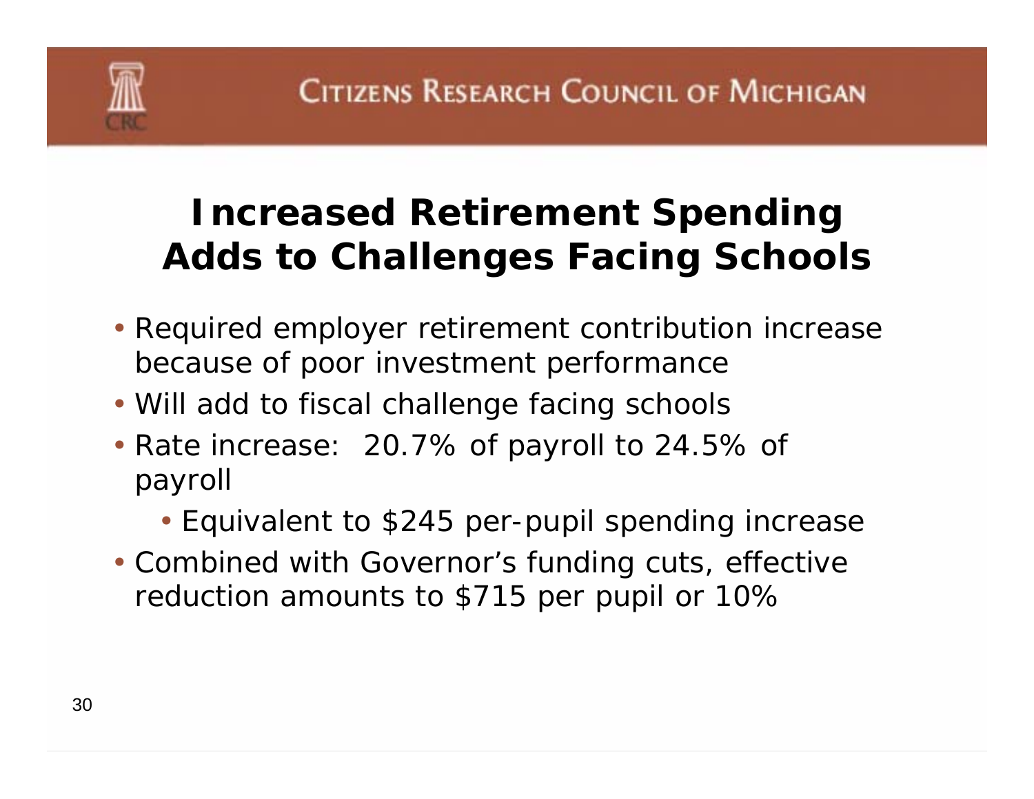# Increased Retirement Spending Adds to Challenges Facing Schools

- Required employer retirement contribution increase because of poor investment performance
- Will add to fiscal challenge facing schools
- Rate increase: 20.7% of payroll to 24.5% of payroll
  - Equivalent to $245 per-pupil spending increase
- Combined with Governor's funding cuts, effective reduction amounts to $715 per pupil or 10%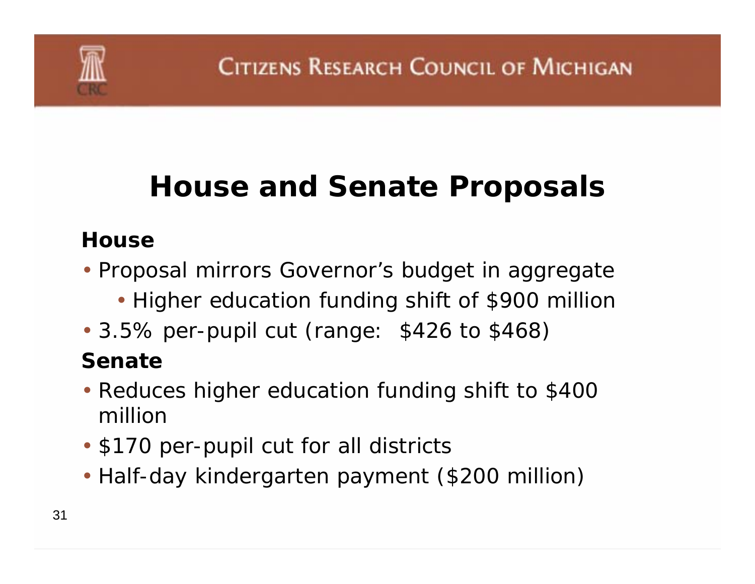# House and Senate Proposals

**House**

- Proposal mirrors Governor's budget in aggregate
  - Higher education funding shift of $900 million
- 3.5% per-pupil cut (range: $426 to $468)

**Senate**

- Reduces higher education funding shift to $400 million
- $170 per-pupil cut for all districts
- Half-day kindergarten payment ($200 million)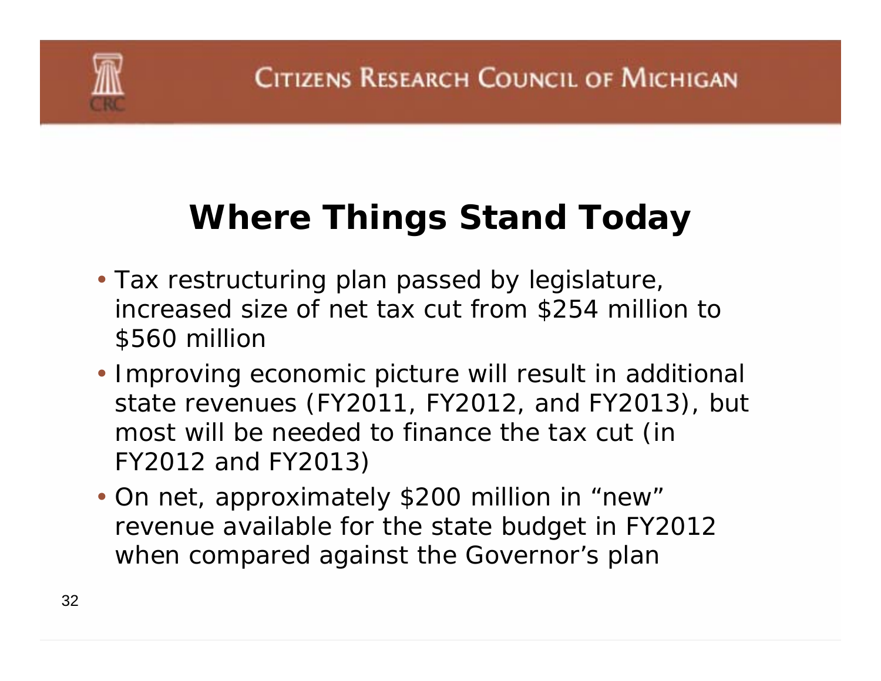# Where Things Stand Today

- Tax restructuring plan passed by legislature, increased size of net tax cut from $254 million to $560 million
- Improving economic picture will result in additional state revenues (FY2011, FY2012, and FY2013), but most will be needed to finance the tax cut (in FY2012 and FY2013)
- On net, approximately $200 million in “new” revenue available for the state budget in FY2012 when compared against the Governor’s plan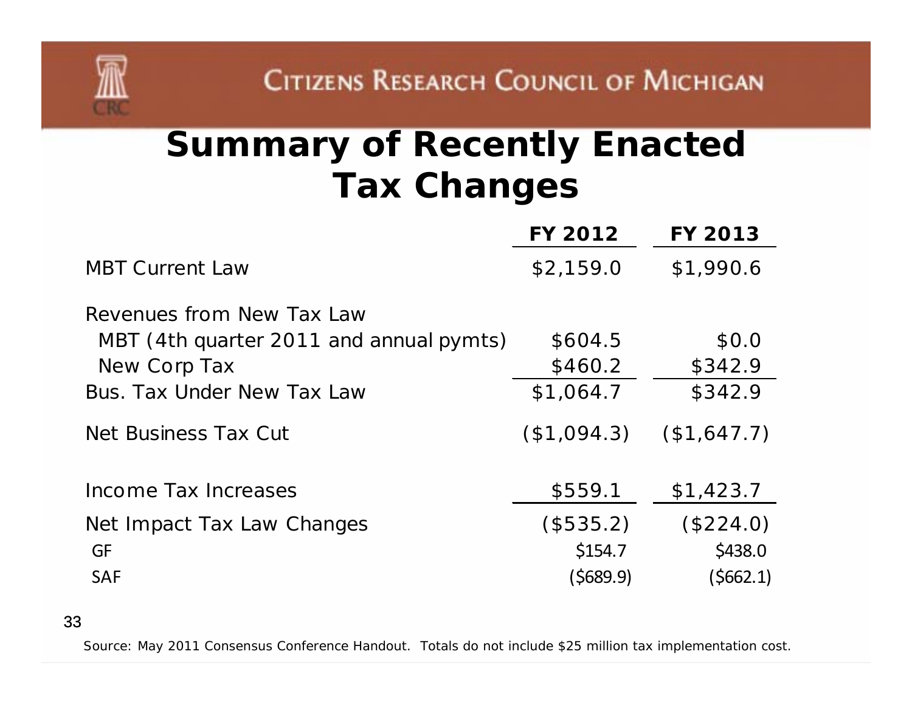# Summary of Recently Enacted Tax Changes

| | FY 2012 | FY 2013 |
| --- | --- | --- |
| MBT Current Law | $2,159.0 | $1,990.6 |
| Revenues from New Tax Law | | |
| MBT (4th quarter 2011 and annual pymts) | $604.5 | $0.0 |
| New Corp Tax | $460.2 | $342.9 |
| Bus. Tax Under New Tax Law | $1,064.7 | $342.9 |
| Net Business Tax Cut | ($1,094.3) | ($1,647.7) |
| Income Tax Increases | $559.1 | $1,423.7 |
| Net Impact Tax Law Changes | ($535.2) | ($224.0) |
| GF | $154.7 | $438.0 |
| SAF | ($689.9) | ($662.1) |

Source: May 2011 Consensus Conference Handout. Totals do not include $25 million tax implementation cost.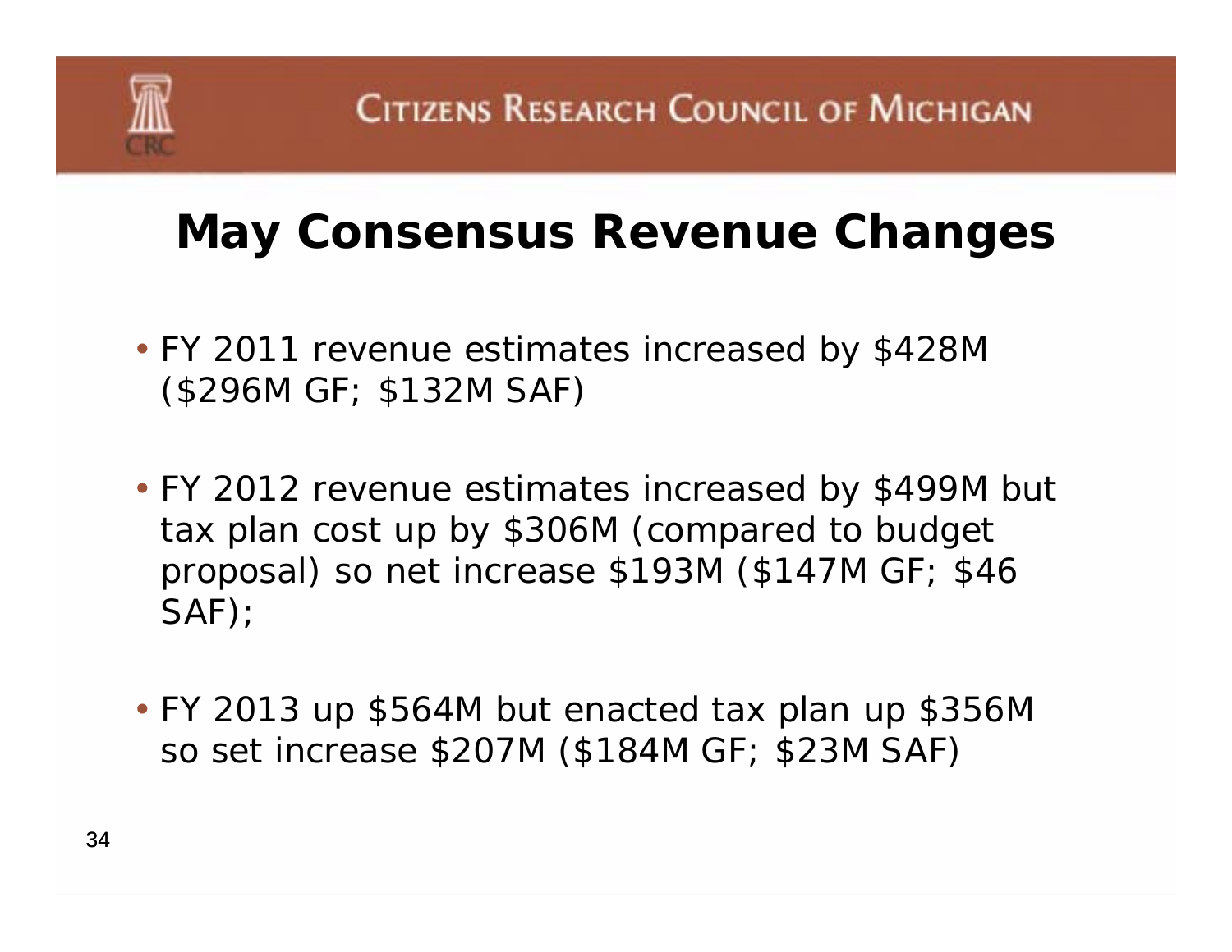# May Consensus Revenue Changes

- FY 2011 revenue estimates increased by $428M ($296M GF; $132M SAF)
- FY 2012 revenue estimates increased by $499M but tax plan cost up by $306M (compared to budget proposal) so net increase $193M ($147M GF; $46 SAF);
- FY 2013 up $564M but enacted tax plan up $356M so set increase $207M ($184M GF; $23M SAF)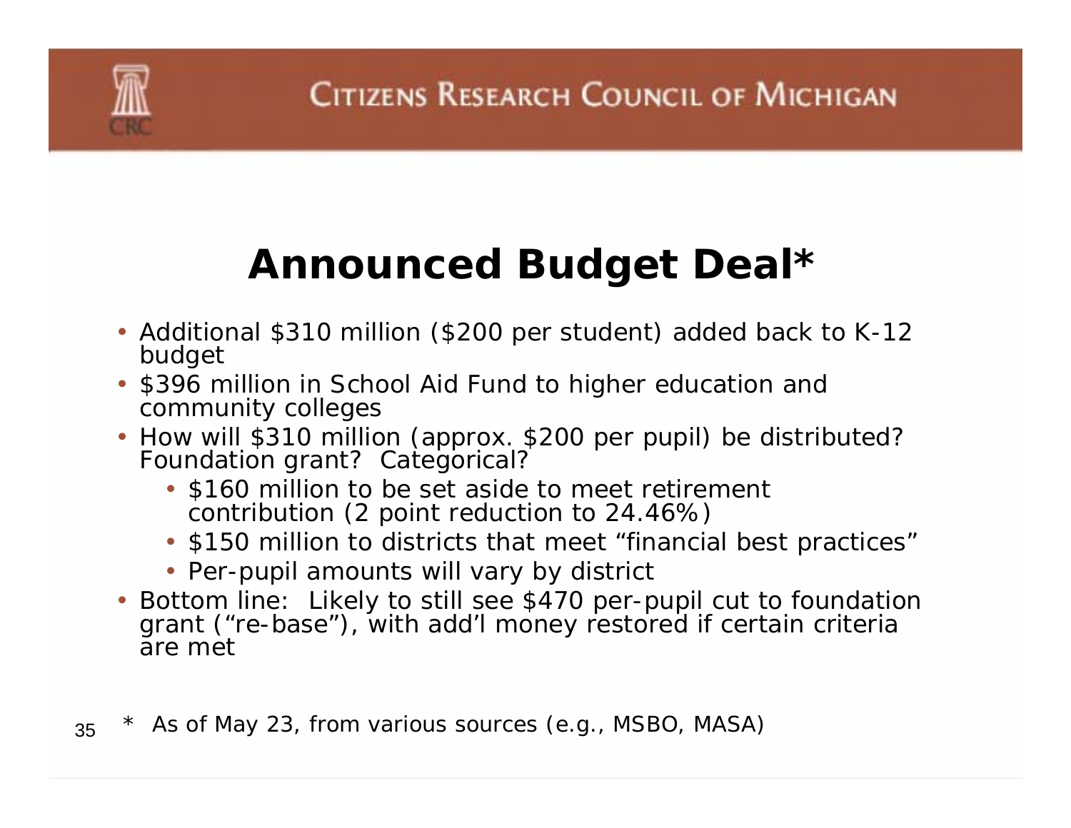# Announced Budget Deal*

- Additional $310 million ($200 per student) added back to K-12 budget
- $396 million in School Aid Fund to higher education and community colleges
- How will $310 million (approx. $200 per pupil) be distributed? Foundation grant? Categorical?
  - $160 million to be set aside to meet retirement contribution (2 point reduction to 24.46%)
  - $150 million to districts that meet "financial best practices"
  - Per-pupil amounts will vary by district
- Bottom line: Likely to still see $470 per-pupil cut to foundation grant ("re-base"), with add'l money restored if certain criteria are met

\* As of May 23, from various sources (e.g., MSBO, MASA)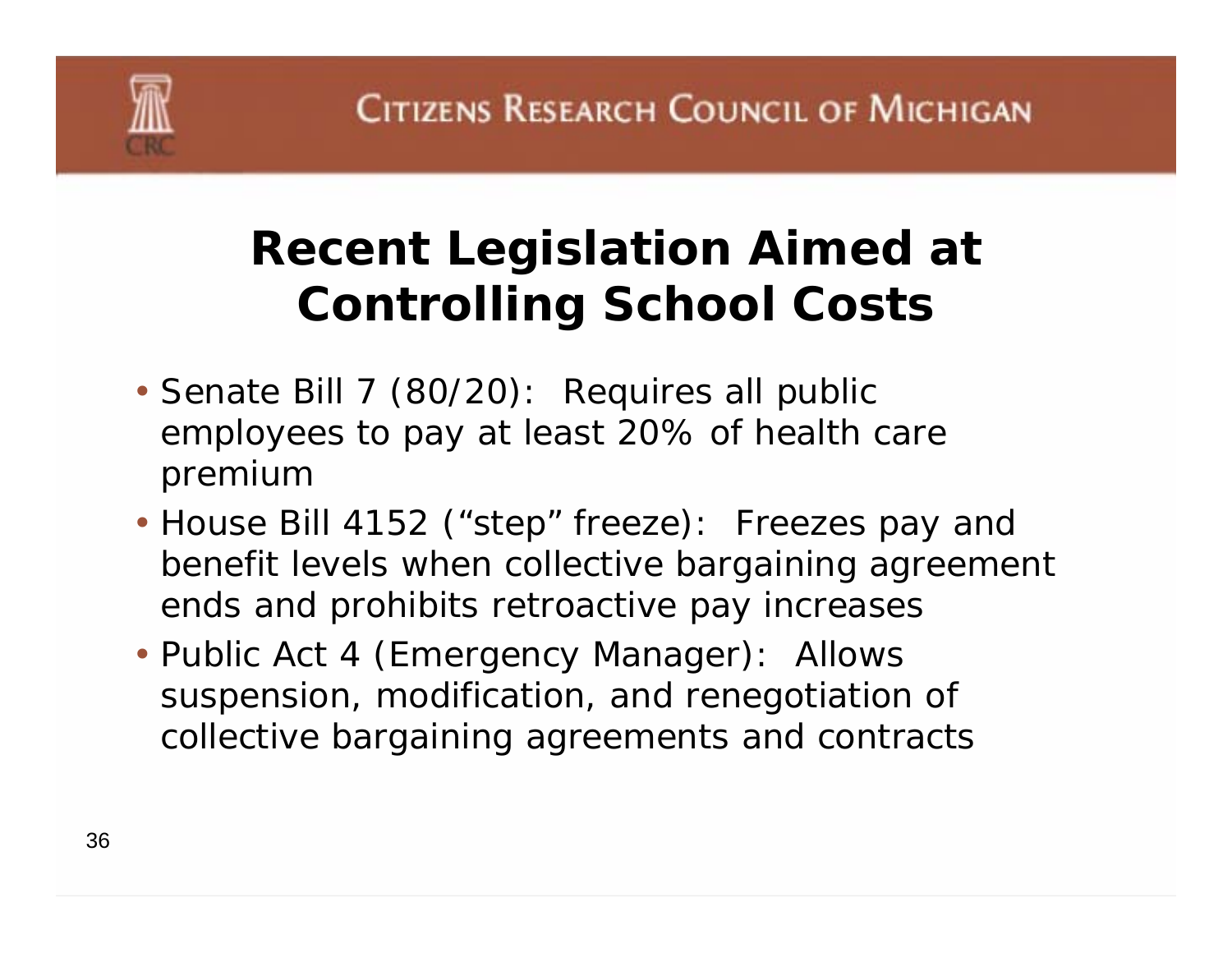# Recent Legislation Aimed at Controlling School Costs

- Senate Bill 7 (80/20): Requires all public employees to pay at least 20% of health care premium
- House Bill 4152 ("step" freeze): Freezes pay and benefit levels when collective bargaining agreement ends and prohibits retroactive pay increases
- Public Act 4 (Emergency Manager): Allows suspension, modification, and renegotiation of collective bargaining agreements and contracts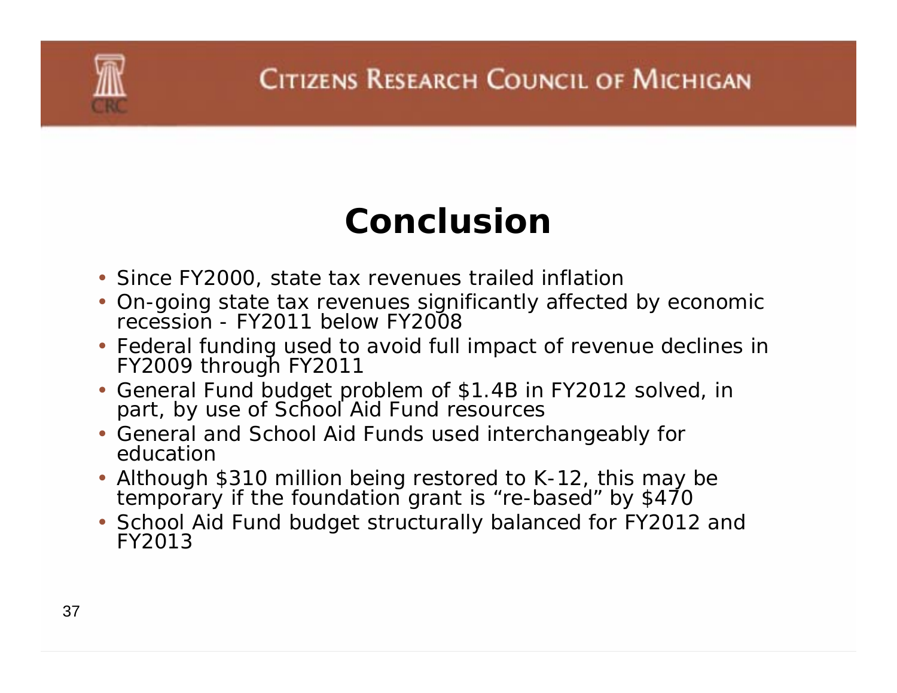# Conclusion

- Since FY2000, state tax revenues trailed inflation
- On-going state tax revenues significantly affected by economic recession - FY2011 below FY2008
- Federal funding used to avoid full impact of revenue declines in FY2009 through FY2011
- General Fund budget problem of $1.4B in FY2012 solved, in part, by use of School Aid Fund resources
- General and School Aid Funds used interchangeably for education
- Although $310 million being restored to K-12, this may be temporary if the foundation grant is “re-based” by $470
- School Aid Fund budget structurally balanced for FY2012 and FY2013